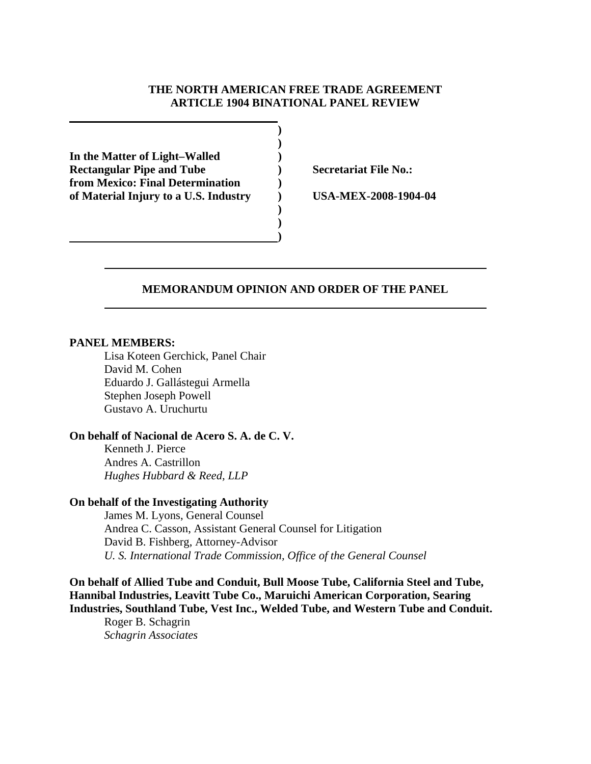**THE NORTH AMERICAN FREE TRADE AGREEMENT**
**ARTICLE 1904 BINATIONAL PANEL REVIEW**

| | |
|---|---|
| **In the Matter of Light–Walled Rectangular Pipe and Tube from Mexico: Final Determination of Material Injury to a U.S. Industry** | **Secretariat File No.:** **USA-MEX-2008-1904-04** |

## MEMORANDUM OPINION AND ORDER OF THE PANEL

**PANEL MEMBERS:**

Lisa Koteen Gerchick, Panel Chair
David M. Cohen
Eduardo J. Gallástegui Armella
Stephen Joseph Powell
Gustavo A. Uruchurtu

**On behalf of Nacional de Acero S. A. de C. V.**

Kenneth J. Pierce
Andres A. Castrillon
*Hughes Hubbard & Reed, LLP*

**On behalf of the Investigating Authority**

James M. Lyons, General Counsel
Andrea C. Casson, Assistant General Counsel for Litigation
David B. Fishberg, Attorney-Advisor
*U. S. International Trade Commission, Office of the General Counsel*

**On behalf of Allied Tube and Conduit, Bull Moose Tube, California Steel and Tube, Hannibal Industries, Leavitt Tube Co., Maruichi American Corporation, Searing Industries, Southland Tube, Vest Inc., Welded Tube, and Western Tube and Conduit.**

Roger B. Schagrin
*Schagrin Associates*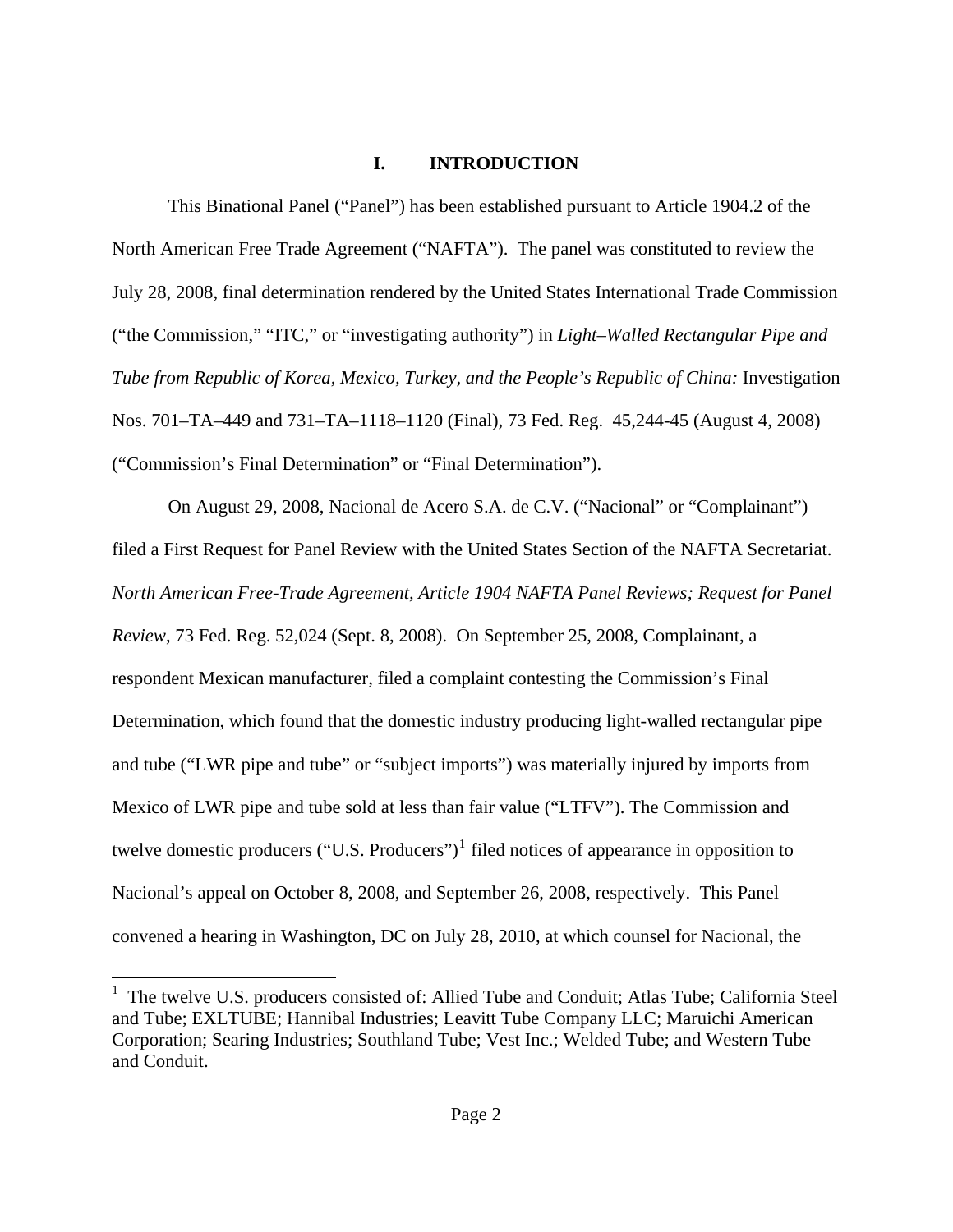## I. INTRODUCTION

This Binational Panel ("Panel") has been established pursuant to Article 1904.2 of the North American Free Trade Agreement ("NAFTA"). The panel was constituted to review the July 28, 2008, final determination rendered by the United States International Trade Commission ("the Commission," "ITC," or "investigating authority") in *Light–Walled Rectangular Pipe and Tube from Republic of Korea, Mexico, Turkey, and the People's Republic of China:* Investigation Nos. 701–TA–449 and 731–TA–1118–1120 (Final), 73 Fed. Reg. 45,244-45 (August 4, 2008) ("Commission's Final Determination" or "Final Determination").

On August 29, 2008, Nacional de Acero S.A. de C.V. ("Nacional" or "Complainant") filed a First Request for Panel Review with the United States Section of the NAFTA Secretariat. *North American Free-Trade Agreement, Article 1904 NAFTA Panel Reviews; Request for Panel Review*, 73 Fed. Reg. 52,024 (Sept. 8, 2008). On September 25, 2008, Complainant, a respondent Mexican manufacturer, filed a complaint contesting the Commission's Final Determination, which found that the domestic industry producing light-walled rectangular pipe and tube ("LWR pipe and tube" or "subject imports") was materially injured by imports from Mexico of LWR pipe and tube sold at less than fair value ("LTFV"). The Commission and twelve domestic producers ("U.S. Producers")[1] filed notices of appearance in opposition to Nacional's appeal on October 8, 2008, and September 26, 2008, respectively. This Panel convened a hearing in Washington, DC on July 28, 2010, at which counsel for Nacional, the

[1] The twelve U.S. producers consisted of: Allied Tube and Conduit; Atlas Tube; California Steel and Tube; EXLTUBE; Hannibal Industries; Leavitt Tube Company LLC; Maruichi American Corporation; Searing Industries; Southland Tube; Vest Inc.; Welded Tube; and Western Tube and Conduit.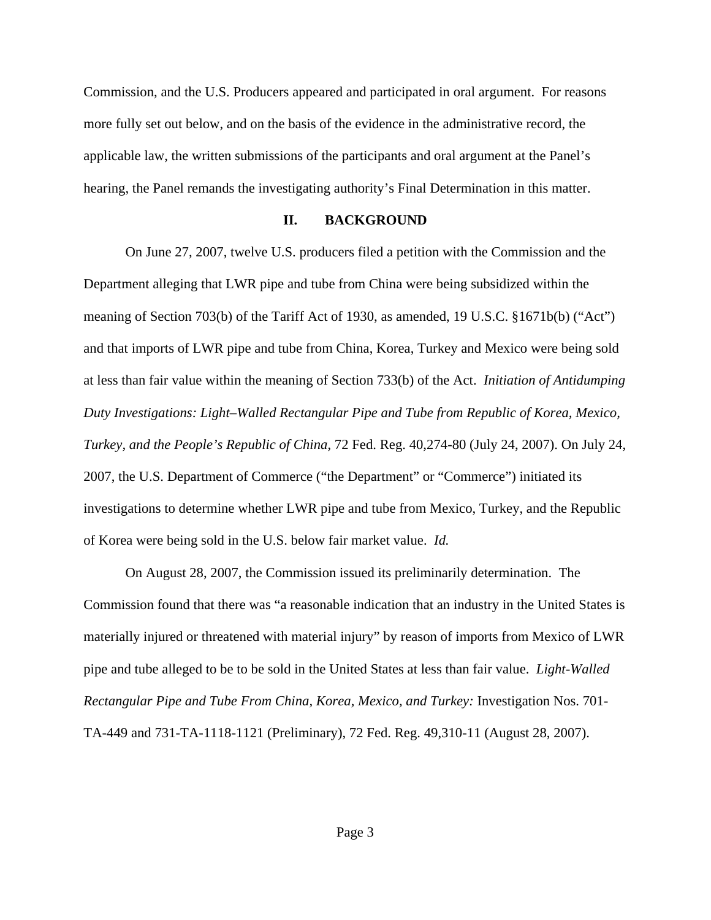Commission, and the U.S. Producers appeared and participated in oral argument. For reasons more fully set out below, and on the basis of the evidence in the administrative record, the applicable law, the written submissions of the participants and oral argument at the Panel's hearing, the Panel remands the investigating authority's Final Determination in this matter.

## II. BACKGROUND

On June 27, 2007, twelve U.S. producers filed a petition with the Commission and the Department alleging that LWR pipe and tube from China were being subsidized within the meaning of Section 703(b) of the Tariff Act of 1930, as amended, 19 U.S.C. §1671b(b) ("Act") and that imports of LWR pipe and tube from China, Korea, Turkey and Mexico were being sold at less than fair value within the meaning of Section 733(b) of the Act. *Initiation of Antidumping Duty Investigations: Light–Walled Rectangular Pipe and Tube from Republic of Korea, Mexico, Turkey, and the People's Republic of China*, 72 Fed. Reg. 40,274-80 (July 24, 2007). On July 24, 2007, the U.S. Department of Commerce ("the Department" or "Commerce") initiated its investigations to determine whether LWR pipe and tube from Mexico, Turkey, and the Republic of Korea were being sold in the U.S. below fair market value. *Id.*

On August 28, 2007, the Commission issued its preliminarily determination. The Commission found that there was "a reasonable indication that an industry in the United States is materially injured or threatened with material injury" by reason of imports from Mexico of LWR pipe and tube alleged to be to be sold in the United States at less than fair value. *Light-Walled Rectangular Pipe and Tube From China, Korea, Mexico, and Turkey:* Investigation Nos. 701-TA-449 and 731-TA-1118-1121 (Preliminary), 72 Fed. Reg. 49,310-11 (August 28, 2007).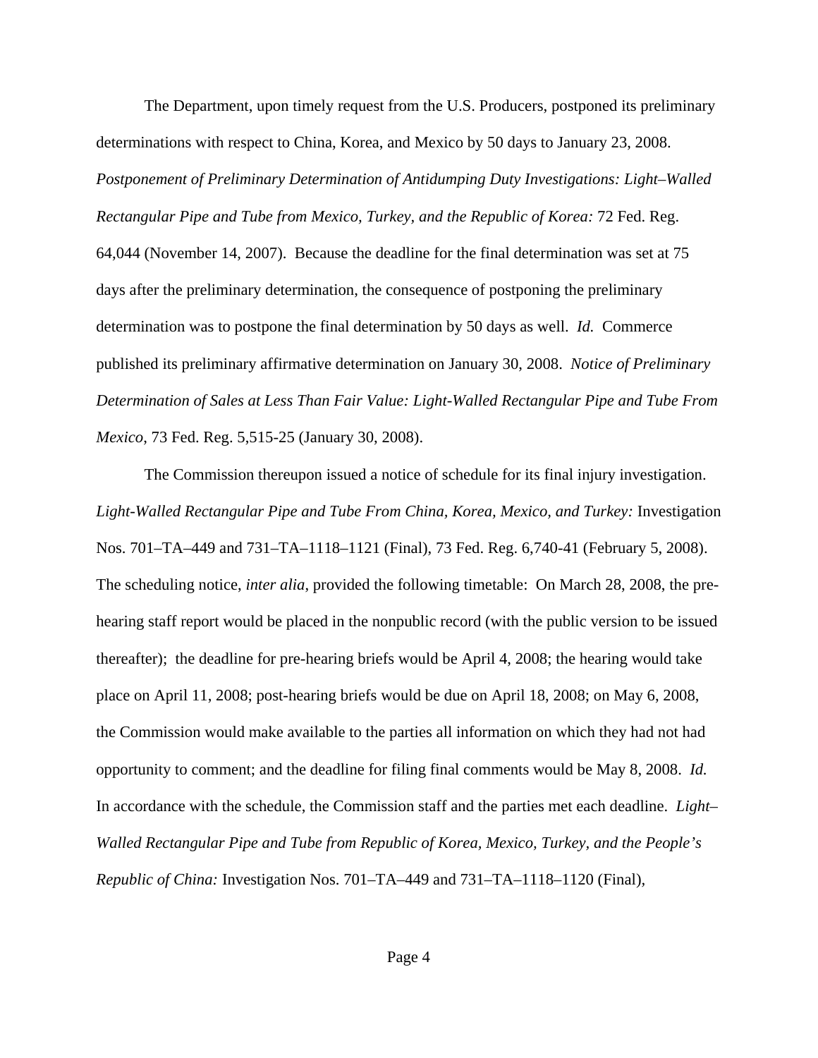The Department, upon timely request from the U.S. Producers, postponed its preliminary determinations with respect to China, Korea, and Mexico by 50 days to January 23, 2008. *Postponement of Preliminary Determination of Antidumping Duty Investigations: Light–Walled Rectangular Pipe and Tube from Mexico, Turkey, and the Republic of Korea:* 72 Fed. Reg. 64,044 (November 14, 2007). Because the deadline for the final determination was set at 75 days after the preliminary determination, the consequence of postponing the preliminary determination was to postpone the final determination by 50 days as well. *Id.* Commerce published its preliminary affirmative determination on January 30, 2008. *Notice of Preliminary Determination of Sales at Less Than Fair Value: Light-Walled Rectangular Pipe and Tube From Mexico*, 73 Fed. Reg. 5,515-25 (January 30, 2008).

The Commission thereupon issued a notice of schedule for its final injury investigation. *Light-Walled Rectangular Pipe and Tube From China, Korea, Mexico, and Turkey:* Investigation Nos. 701–TA–449 and 731–TA–1118–1121 (Final), 73 Fed. Reg. 6,740-41 (February 5, 2008). The scheduling notice, *inter alia*, provided the following timetable: On March 28, 2008, the pre-hearing staff report would be placed in the nonpublic record (with the public version to be issued thereafter); the deadline for pre-hearing briefs would be April 4, 2008; the hearing would take place on April 11, 2008; post-hearing briefs would be due on April 18, 2008; on May 6, 2008, the Commission would make available to the parties all information on which they had not had opportunity to comment; and the deadline for filing final comments would be May 8, 2008. *Id.* In accordance with the schedule, the Commission staff and the parties met each deadline. *Light–Walled Rectangular Pipe and Tube from Republic of Korea, Mexico, Turkey, and the People's Republic of China:* Investigation Nos. 701–TA–449 and 731–TA–1118–1120 (Final),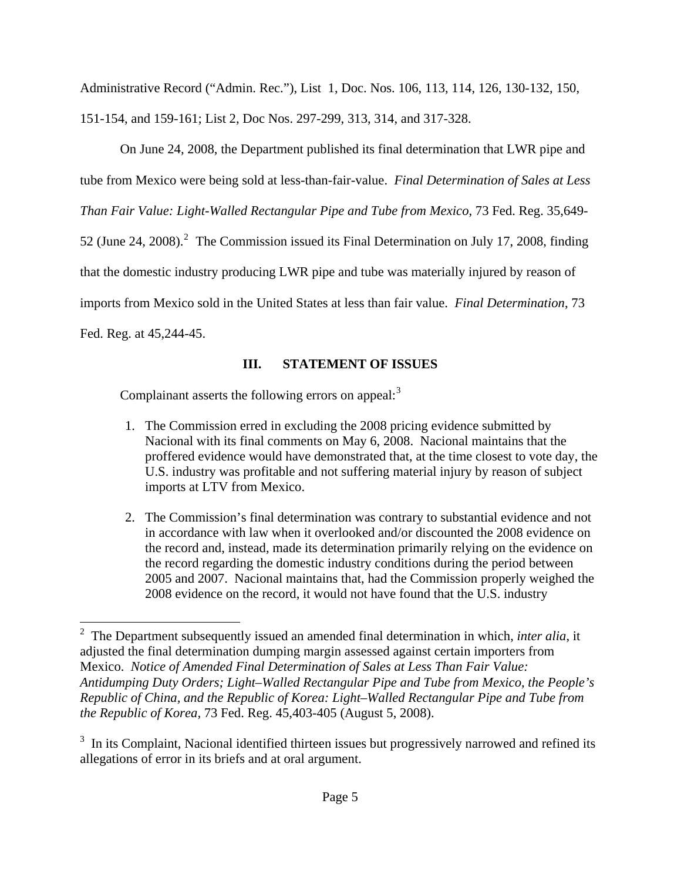Administrative Record ("Admin. Rec."), List 1, Doc. Nos. 106, 113, 114, 126, 130-132, 150, 151-154, and 159-161; List 2, Doc Nos. 297-299, 313, 314, and 317-328.

On June 24, 2008, the Department published its final determination that LWR pipe and tube from Mexico were being sold at less-than-fair-value. *Final Determination of Sales at Less Than Fair Value: Light-Walled Rectangular Pipe and Tube from Mexico*, 73 Fed. Reg. 35,649-52 (June 24, 2008).[2] The Commission issued its Final Determination on July 17, 2008, finding that the domestic industry producing LWR pipe and tube was materially injured by reason of imports from Mexico sold in the United States at less than fair value. *Final Determination*, 73 Fed. Reg. at 45,244-45.

## III. STATEMENT OF ISSUES

Complainant asserts the following errors on appeal:[3]

1. The Commission erred in excluding the 2008 pricing evidence submitted by Nacional with its final comments on May 6, 2008. Nacional maintains that the proffered evidence would have demonstrated that, at the time closest to vote day, the U.S. industry was profitable and not suffering material injury by reason of subject imports at LTV from Mexico.

2. The Commission's final determination was contrary to substantial evidence and not in accordance with law when it overlooked and/or discounted the 2008 evidence on the record and, instead, made its determination primarily relying on the evidence on the record regarding the domestic industry conditions during the period between 2005 and 2007. Nacional maintains that, had the Commission properly weighed the 2008 evidence on the record, it would not have found that the U.S. industry

---

[2] The Department subsequently issued an amended final determination in which, *inter alia*, it adjusted the final determination dumping margin assessed against certain importers from Mexico. *Notice of Amended Final Determination of Sales at Less Than Fair Value: Antidumping Duty Orders; Light–Walled Rectangular Pipe and Tube from Mexico, the People's Republic of China, and the Republic of Korea: Light–Walled Rectangular Pipe and Tube from the Republic of Korea*, 73 Fed. Reg. 45,403-405 (August 5, 2008).

[3] In its Complaint, Nacional identified thirteen issues but progressively narrowed and refined its allegations of error in its briefs and at oral argument.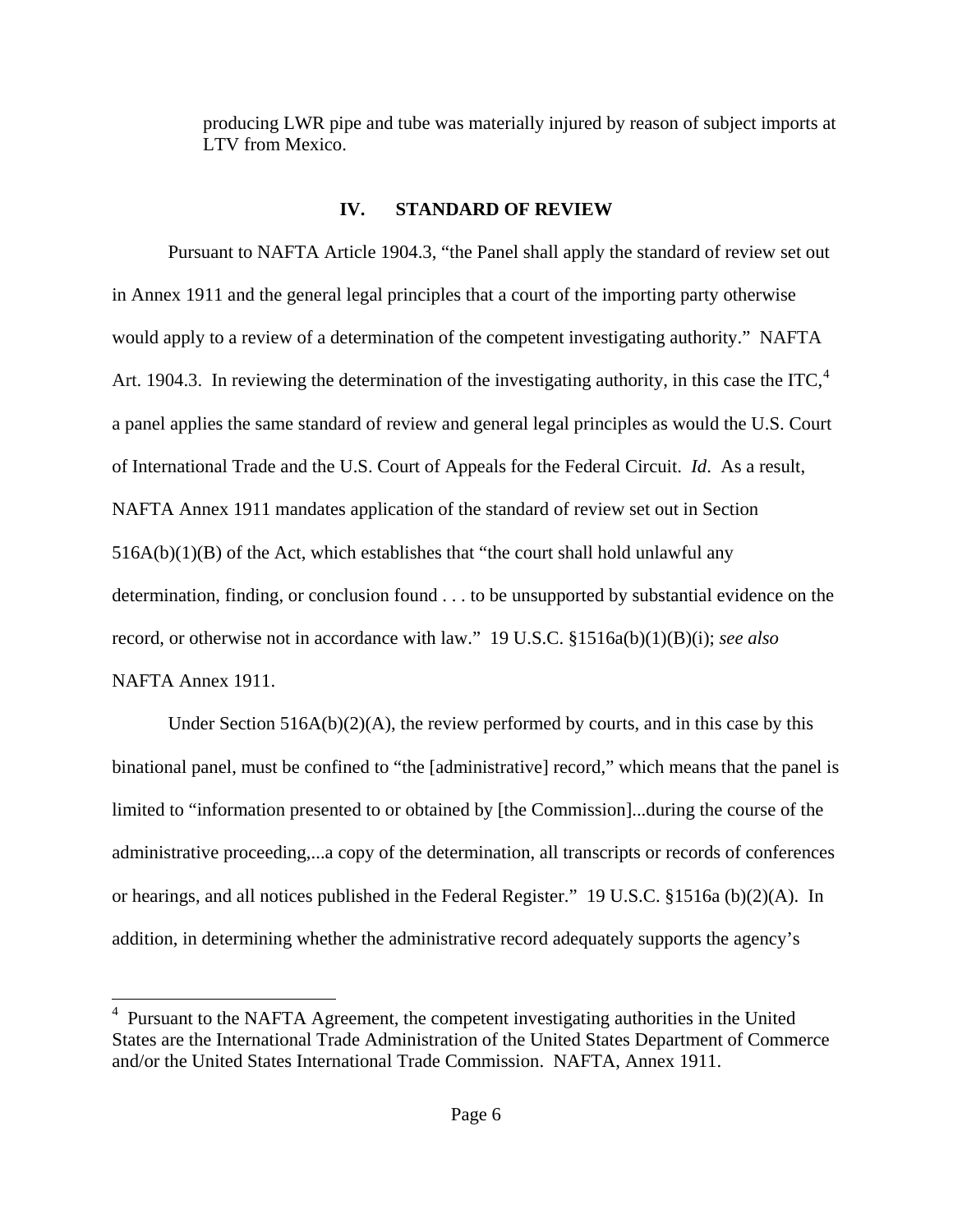producing LWR pipe and tube was materially injured by reason of subject imports at LTV from Mexico.

## IV. STANDARD OF REVIEW

Pursuant to NAFTA Article 1904.3, "the Panel shall apply the standard of review set out in Annex 1911 and the general legal principles that a court of the importing party otherwise would apply to a review of a determination of the competent investigating authority." NAFTA Art. 1904.3. In reviewing the determination of the investigating authority, in this case the ITC,[4] a panel applies the same standard of review and general legal principles as would the U.S. Court of International Trade and the U.S. Court of Appeals for the Federal Circuit. *Id*. As a result, NAFTA Annex 1911 mandates application of the standard of review set out in Section 516A(b)(1)(B) of the Act, which establishes that "the court shall hold unlawful any determination, finding, or conclusion found . . . to be unsupported by substantial evidence on the record, or otherwise not in accordance with law." 19 U.S.C. §1516a(b)(1)(B)(i); *see also* NAFTA Annex 1911.

Under Section 516A(b)(2)(A), the review performed by courts, and in this case by this binational panel, must be confined to "the [administrative] record," which means that the panel is limited to "information presented to or obtained by [the Commission]...during the course of the administrative proceeding,...a copy of the determination, all transcripts or records of conferences or hearings, and all notices published in the Federal Register." 19 U.S.C. §1516a (b)(2)(A). In addition, in determining whether the administrative record adequately supports the agency's

[4] Pursuant to the NAFTA Agreement, the competent investigating authorities in the United States are the International Trade Administration of the United States Department of Commerce and/or the United States International Trade Commission. NAFTA, Annex 1911.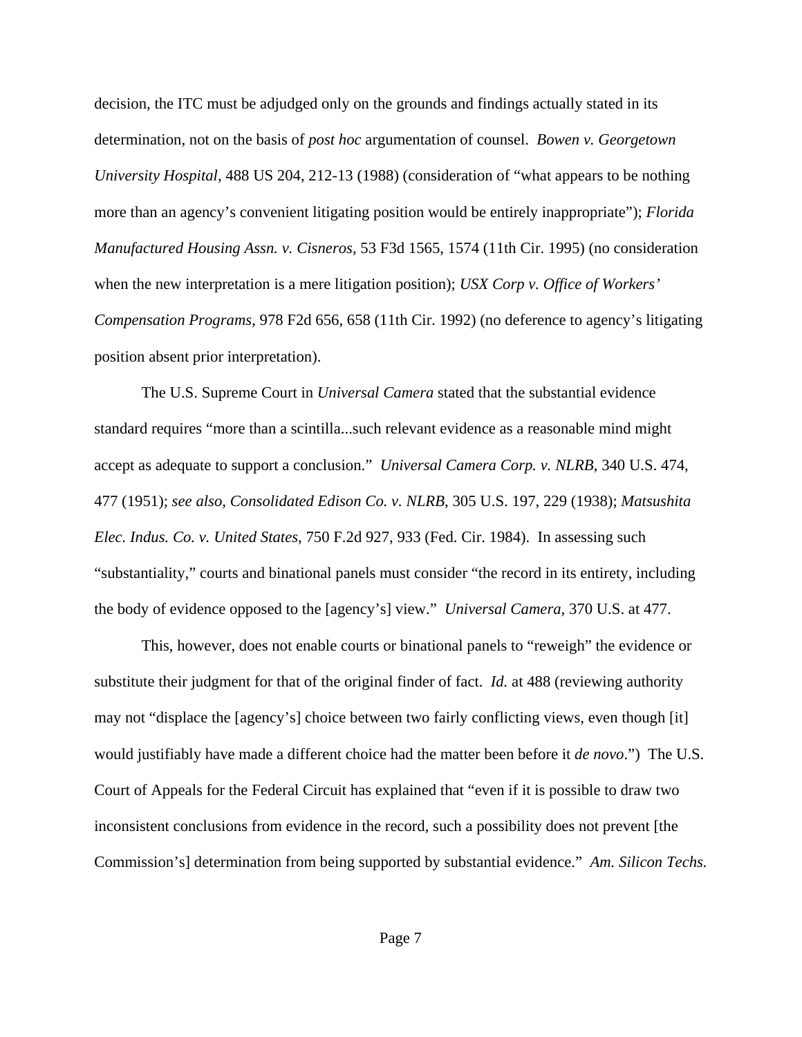decision, the ITC must be adjudged only on the grounds and findings actually stated in its determination, not on the basis of *post hoc* argumentation of counsel. *Bowen v. Georgetown University Hospital*, 488 US 204, 212-13 (1988) (consideration of "what appears to be nothing more than an agency's convenient litigating position would be entirely inappropriate"); *Florida Manufactured Housing Assn. v. Cisneros*, 53 F3d 1565, 1574 (11th Cir. 1995) (no consideration when the new interpretation is a mere litigation position); *USX Corp v. Office of Workers' Compensation Programs*, 978 F2d 656, 658 (11th Cir. 1992) (no deference to agency's litigating position absent prior interpretation).

The U.S. Supreme Court in *Universal Camera* stated that the substantial evidence standard requires "more than a scintilla...such relevant evidence as a reasonable mind might accept as adequate to support a conclusion." *Universal Camera Corp. v. NLRB*, 340 U.S. 474, 477 (1951); *see also, Consolidated Edison Co. v. NLRB*, 305 U.S. 197, 229 (1938); *Matsushita Elec. Indus. Co. v. United States*, 750 F.2d 927, 933 (Fed. Cir. 1984). In assessing such "substantiality," courts and binational panels must consider "the record in its entirety, including the body of evidence opposed to the [agency's] view." *Universal Camera,* 370 U.S. at 477.

This, however, does not enable courts or binational panels to "reweigh" the evidence or substitute their judgment for that of the original finder of fact. *Id.* at 488 (reviewing authority may not "displace the [agency's] choice between two fairly conflicting views, even though [it] would justifiably have made a different choice had the matter been before it *de novo*.") The U.S. Court of Appeals for the Federal Circuit has explained that "even if it is possible to draw two inconsistent conclusions from evidence in the record, such a possibility does not prevent [the Commission's] determination from being supported by substantial evidence." *Am. Silicon Techs.*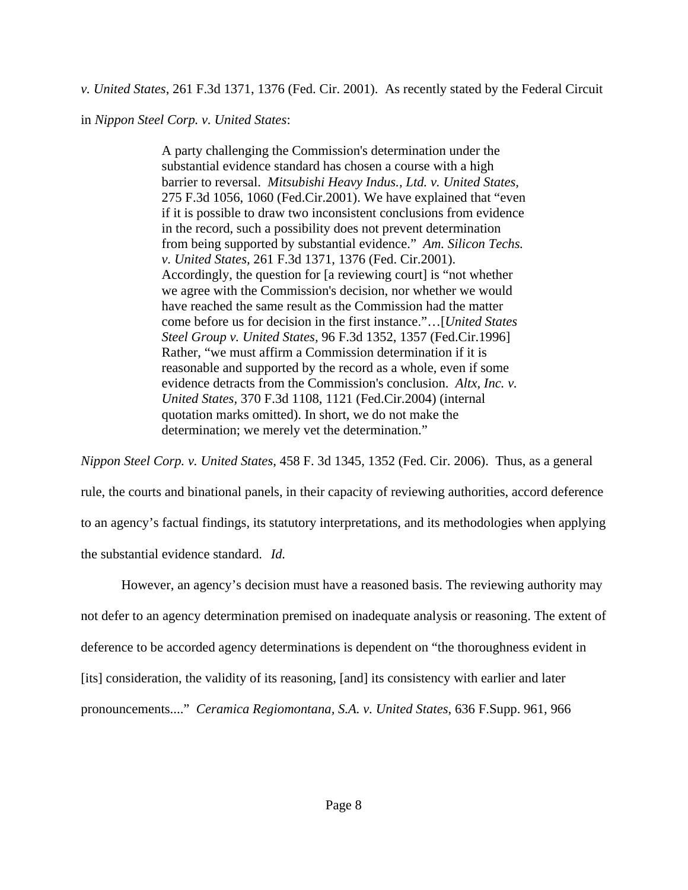*v. United States*, 261 F.3d 1371, 1376 (Fed. Cir. 2001). As recently stated by the Federal Circuit in *Nippon Steel Corp. v. United States*:

> A party challenging the Commission's determination under the substantial evidence standard has chosen a course with a high barrier to reversal. *Mitsubishi Heavy Indus., Ltd. v. United States*, 275 F.3d 1056, 1060 (Fed.Cir.2001). We have explained that "even if it is possible to draw two inconsistent conclusions from evidence in the record, such a possibility does not prevent determination from being supported by substantial evidence." *Am. Silicon Techs. v. United States*, 261 F.3d 1371, 1376 (Fed. Cir.2001). Accordingly, the question for [a reviewing court] is "not whether we agree with the Commission's decision, nor whether we would have reached the same result as the Commission had the matter come before us for decision in the first instance."…[*United States Steel Group v. United States*, 96 F.3d 1352, 1357 (Fed.Cir.1996] Rather, "we must affirm a Commission determination if it is reasonable and supported by the record as a whole, even if some evidence detracts from the Commission's conclusion. *Altx, Inc. v. United States*, 370 F.3d 1108, 1121 (Fed.Cir.2004) (internal quotation marks omitted). In short, we do not make the determination; we merely vet the determination."

*Nippon Steel Corp. v. United States*, 458 F. 3d 1345, 1352 (Fed. Cir. 2006). Thus, as a general rule, the courts and binational panels, in their capacity of reviewing authorities, accord deference to an agency's factual findings, its statutory interpretations, and its methodologies when applying the substantial evidence standard. *Id.*

However, an agency's decision must have a reasoned basis. The reviewing authority may not defer to an agency determination premised on inadequate analysis or reasoning. The extent of deference to be accorded agency determinations is dependent on "the thoroughness evident in [its] consideration, the validity of its reasoning, [and] its consistency with earlier and later pronouncements...." *Ceramica Regiomontana, S.A. v. United States*, 636 F.Supp. 961, 966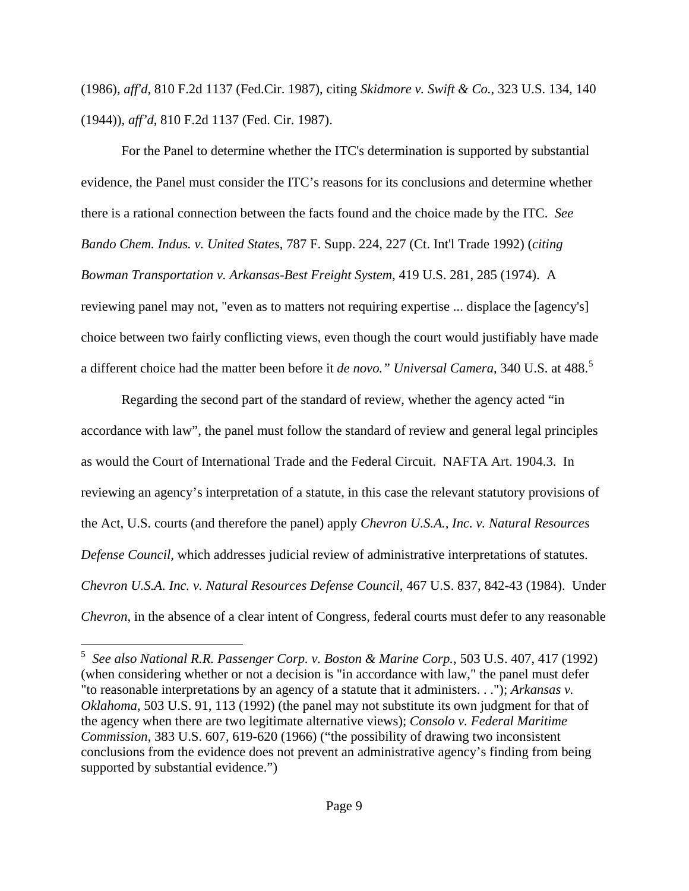(1986), *aff'd*, 810 F.2d 1137 (Fed.Cir. 1987), citing *Skidmore v. Swift & Co.*, 323 U.S. 134, 140 (1944)), *aff'd*, 810 F.2d 1137 (Fed. Cir. 1987).

For the Panel to determine whether the ITC's determination is supported by substantial evidence, the Panel must consider the ITC's reasons for its conclusions and determine whether there is a rational connection between the facts found and the choice made by the ITC. *See Bando Chem. Indus. v. United States*, 787 F. Supp. 224, 227 (Ct. Int'l Trade 1992) (*citing Bowman Transportation v. Arkansas-Best Freight System*, 419 U.S. 281, 285 (1974). A reviewing panel may not, "even as to matters not requiring expertise ... displace the [agency's] choice between two fairly conflicting views, even though the court would justifiably have made a different choice had the matter been before it *de novo." Universal Camera*, 340 U.S. at 488.[5]

Regarding the second part of the standard of review, whether the agency acted "in accordance with law", the panel must follow the standard of review and general legal principles as would the Court of International Trade and the Federal Circuit. NAFTA Art. 1904.3. In reviewing an agency's interpretation of a statute, in this case the relevant statutory provisions of the Act, U.S. courts (and therefore the panel) apply *Chevron U.S.A., Inc. v. Natural Resources Defense Council*, which addresses judicial review of administrative interpretations of statutes. *Chevron U.S.A. Inc. v. Natural Resources Defense Council*, 467 U.S. 837, 842-43 (1984). Under *Chevron*, in the absence of a clear intent of Congress, federal courts must defer to any reasonable

---

[5] *See also National R.R. Passenger Corp. v. Boston & Marine Corp.*, 503 U.S. 407, 417 (1992) (when considering whether or not a decision is "in accordance with law," the panel must defer "to reasonable interpretations by an agency of a statute that it administers. . ."); *Arkansas v. Oklahoma*, 503 U.S. 91, 113 (1992) (the panel may not substitute its own judgment for that of the agency when there are two legitimate alternative views); *Consolo v. Federal Maritime Commission*, 383 U.S. 607, 619-620 (1966) ("the possibility of drawing two inconsistent conclusions from the evidence does not prevent an administrative agency's finding from being supported by substantial evidence.")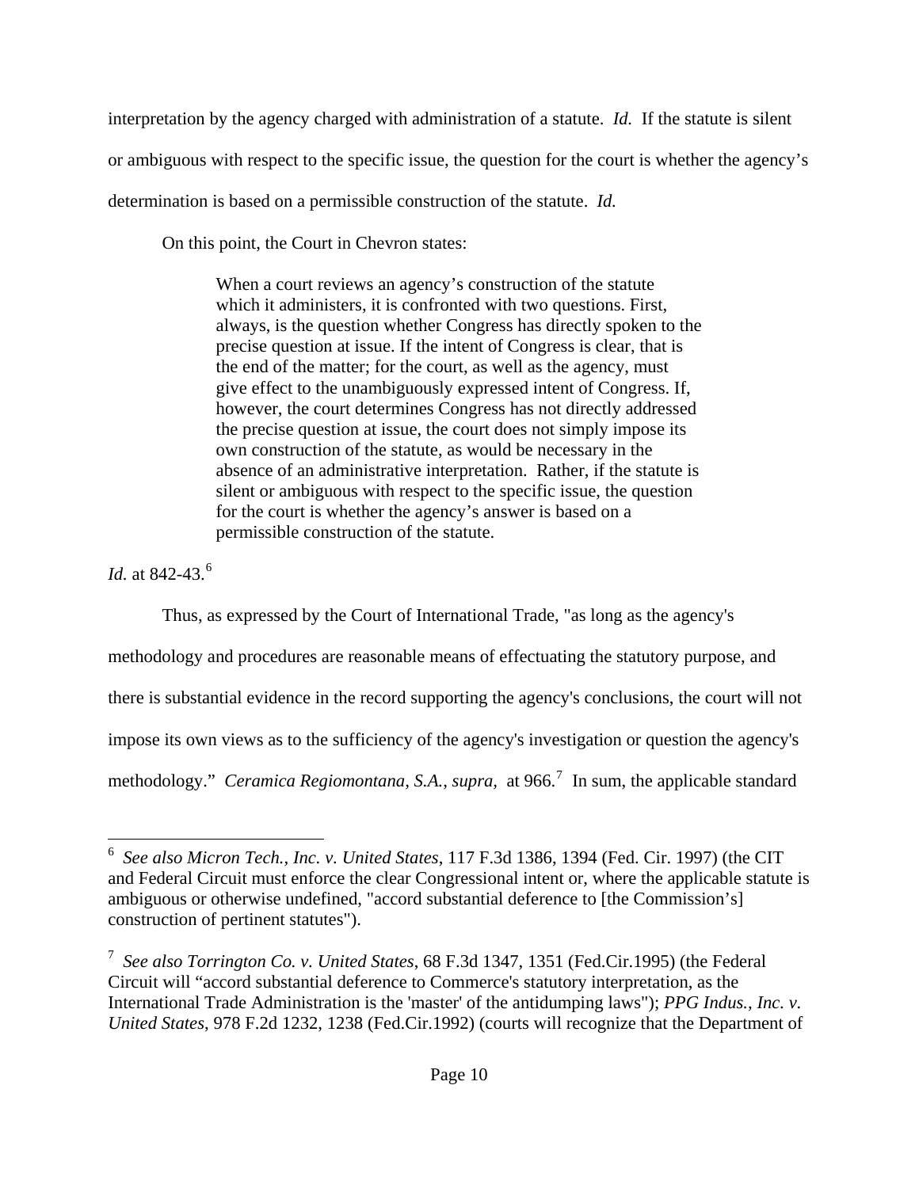interpretation by the agency charged with administration of a statute. *Id.* If the statute is silent or ambiguous with respect to the specific issue, the question for the court is whether the agency's determination is based on a permissible construction of the statute. *Id.*

On this point, the Court in Chevron states:

> When a court reviews an agency's construction of the statute which it administers, it is confronted with two questions. First, always, is the question whether Congress has directly spoken to the precise question at issue. If the intent of Congress is clear, that is the end of the matter; for the court, as well as the agency, must give effect to the unambiguously expressed intent of Congress. If, however, the court determines Congress has not directly addressed the precise question at issue, the court does not simply impose its own construction of the statute, as would be necessary in the absence of an administrative interpretation. Rather, if the statute is silent or ambiguous with respect to the specific issue, the question for the court is whether the agency's answer is based on a permissible construction of the statute.

*Id.* at 842-43.[6]

Thus, as expressed by the Court of International Trade, "as long as the agency's methodology and procedures are reasonable means of effectuating the statutory purpose, and there is substantial evidence in the record supporting the agency's conclusions, the court will not impose its own views as to the sufficiency of the agency's investigation or question the agency's methodology." *Ceramica Regiomontana, S.A.*, *supra,* at 966.[7] In sum, the applicable standard

---

[6] *See also Micron Tech., Inc. v. United States*, 117 F.3d 1386, 1394 (Fed. Cir. 1997) (the CIT and Federal Circuit must enforce the clear Congressional intent or, where the applicable statute is ambiguous or otherwise undefined, "accord substantial deference to [the Commission's] construction of pertinent statutes").

[7] *See also Torrington Co. v. United States*, 68 F.3d 1347, 1351 (Fed.Cir.1995) (the Federal Circuit will "accord substantial deference to Commerce's statutory interpretation, as the International Trade Administration is the 'master' of the antidumping laws"); *PPG Indus., Inc. v. United States*, 978 F.2d 1232, 1238 (Fed.Cir.1992) (courts will recognize that the Department of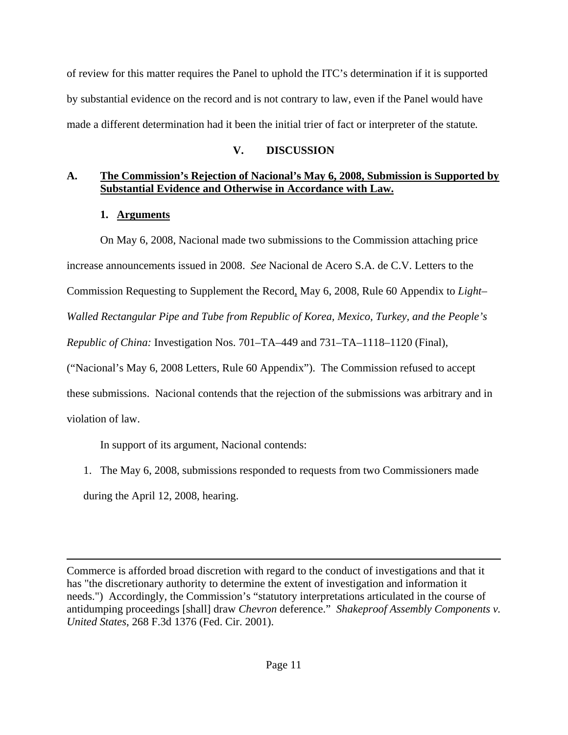of review for this matter requires the Panel to uphold the ITC's determination if it is supported by substantial evidence on the record and is not contrary to law, even if the Panel would have made a different determination had it been the initial trier of fact or interpreter of the statute.

## V. DISCUSSION

### A. The Commission's Rejection of Nacional's May 6, 2008, Submission is Supported by Substantial Evidence and Otherwise in Accordance with Law.

#### 1. Arguments

On May 6, 2008, Nacional made two submissions to the Commission attaching price increase announcements issued in 2008. *See* Nacional de Acero S.A. de C.V. Letters to the Commission Requesting to Supplement the Record, May 6, 2008, Rule 60 Appendix to *Light–Walled Rectangular Pipe and Tube from Republic of Korea, Mexico, Turkey, and the People's Republic of China:* Investigation Nos. 701–TA–449 and 731–TA–1118–1120 (Final), ("Nacional's May 6, 2008 Letters, Rule 60 Appendix"). The Commission refused to accept these submissions. Nacional contends that the rejection of the submissions was arbitrary and in violation of law.

In support of its argument, Nacional contends:

1. The May 6, 2008, submissions responded to requests from two Commissioners made during the April 12, 2008, hearing.

---

Commerce is afforded broad discretion with regard to the conduct of investigations and that it has "the discretionary authority to determine the extent of investigation and information it needs.") Accordingly, the Commission's "statutory interpretations articulated in the course of antidumping proceedings [shall] draw *Chevron* deference." *Shakeproof Assembly Components v. United States*, 268 F.3d 1376 (Fed. Cir. 2001).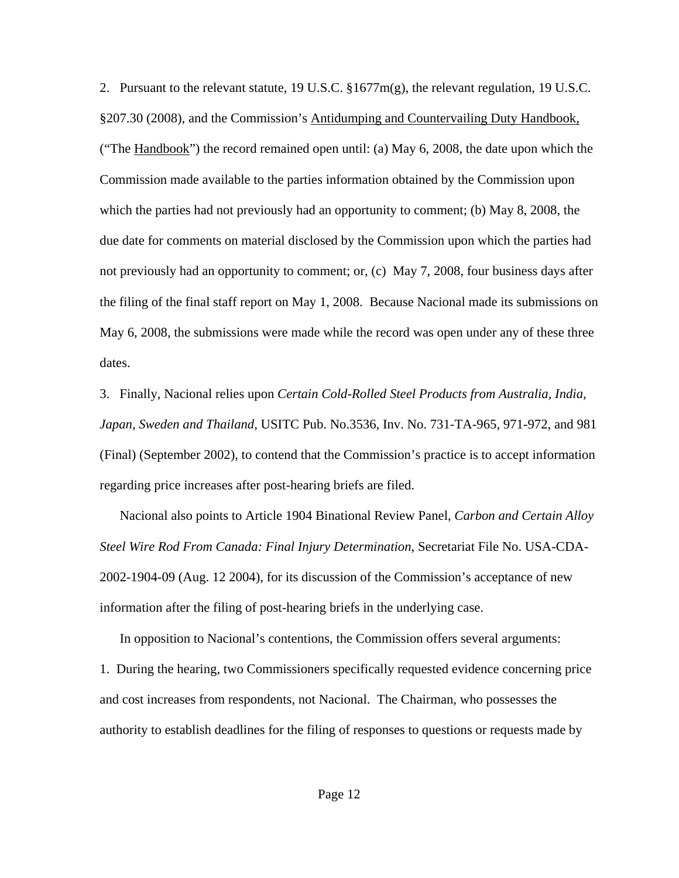2. Pursuant to the relevant statute, 19 U.S.C. §1677m(g), the relevant regulation, 19 U.S.C. §207.30 (2008), and the Commission's Antidumping and Countervailing Duty Handbook, ("The Handbook") the record remained open until: (a) May 6, 2008, the date upon which the Commission made available to the parties information obtained by the Commission upon which the parties had not previously had an opportunity to comment; (b) May 8, 2008, the due date for comments on material disclosed by the Commission upon which the parties had not previously had an opportunity to comment; or, (c) May 7, 2008, four business days after the filing of the final staff report on May 1, 2008. Because Nacional made its submissions on May 6, 2008, the submissions were made while the record was open under any of these three dates.

3. Finally, Nacional relies upon *Certain Cold-Rolled Steel Products from Australia, India, Japan, Sweden and Thailand,* USITC Pub. No.3536, Inv. No. 731-TA-965, 971-972, and 981 (Final) (September 2002), to contend that the Commission's practice is to accept information regarding price increases after post-hearing briefs are filed.

Nacional also points to Article 1904 Binational Review Panel, *Carbon and Certain Alloy Steel Wire Rod From Canada: Final Injury Determination*, Secretariat File No. USA-CDA-2002-1904-09 (Aug. 12 2004), for its discussion of the Commission's acceptance of new information after the filing of post-hearing briefs in the underlying case.

In opposition to Nacional's contentions, the Commission offers several arguments:

1. During the hearing, two Commissioners specifically requested evidence concerning price and cost increases from respondents, not Nacional. The Chairman, who possesses the authority to establish deadlines for the filing of responses to questions or requests made by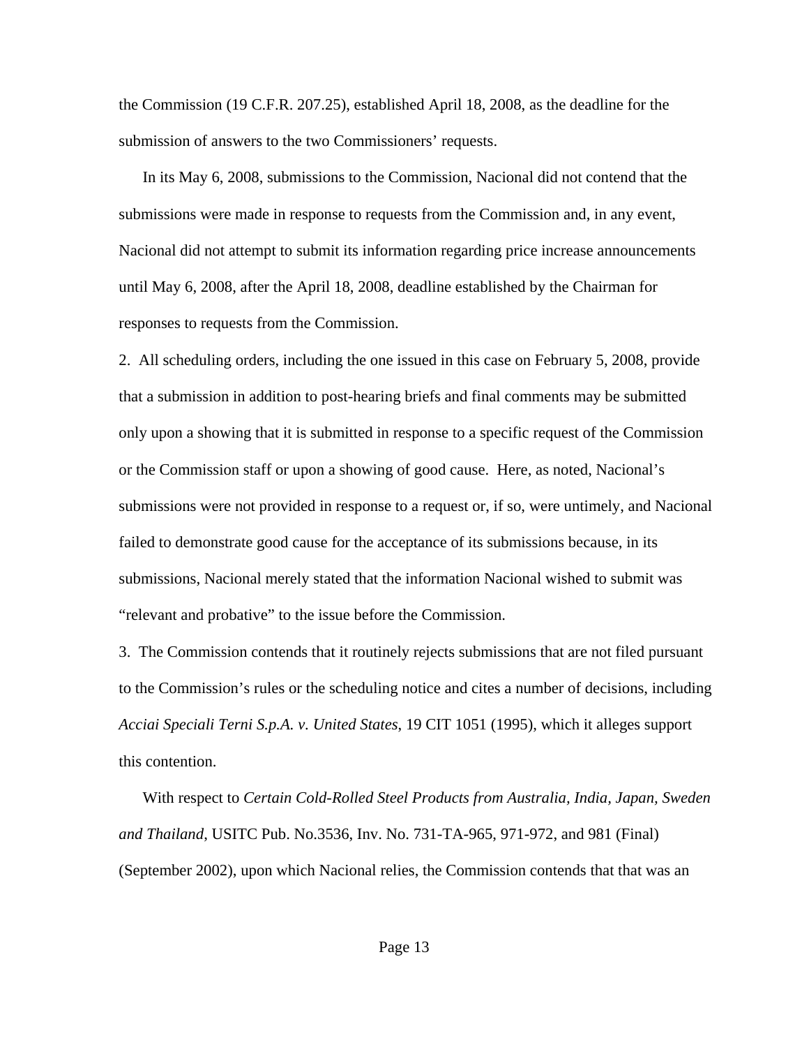the Commission (19 C.F.R. 207.25), established April 18, 2008, as the deadline for the submission of answers to the two Commissioners' requests.

In its May 6, 2008, submissions to the Commission, Nacional did not contend that the submissions were made in response to requests from the Commission and, in any event, Nacional did not attempt to submit its information regarding price increase announcements until May 6, 2008, after the April 18, 2008, deadline established by the Chairman for responses to requests from the Commission.

2. All scheduling orders, including the one issued in this case on February 5, 2008, provide that a submission in addition to post-hearing briefs and final comments may be submitted only upon a showing that it is submitted in response to a specific request of the Commission or the Commission staff or upon a showing of good cause. Here, as noted, Nacional's submissions were not provided in response to a request or, if so, were untimely, and Nacional failed to demonstrate good cause for the acceptance of its submissions because, in its submissions, Nacional merely stated that the information Nacional wished to submit was "relevant and probative" to the issue before the Commission.

3. The Commission contends that it routinely rejects submissions that are not filed pursuant to the Commission's rules or the scheduling notice and cites a number of decisions, including *Acciai Speciali Terni S.p.A. v. United States*, 19 CIT 1051 (1995), which it alleges support this contention.

With respect to *Certain Cold-Rolled Steel Products from Australia, India, Japan, Sweden and Thailand*, USITC Pub. No.3536, Inv. No. 731-TA-965, 971-972, and 981 (Final) (September 2002), upon which Nacional relies, the Commission contends that that was an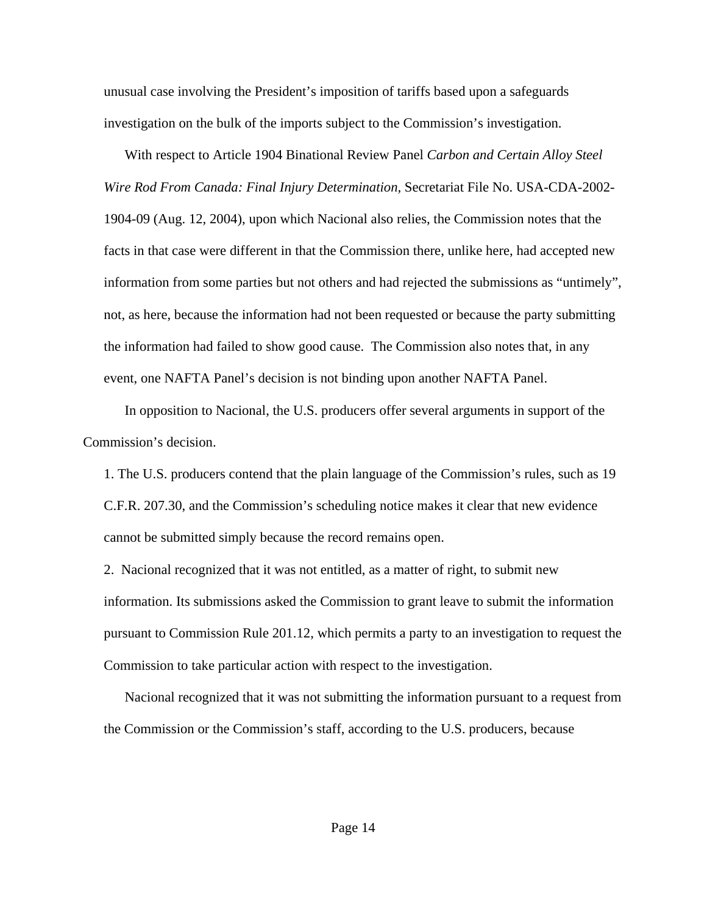unusual case involving the President's imposition of tariffs based upon a safeguards investigation on the bulk of the imports subject to the Commission's investigation.

With respect to Article 1904 Binational Review Panel *Carbon and Certain Alloy Steel Wire Rod From Canada: Final Injury Determination*, Secretariat File No. USA-CDA-2002-1904-09 (Aug. 12, 2004), upon which Nacional also relies, the Commission notes that the facts in that case were different in that the Commission there, unlike here, had accepted new information from some parties but not others and had rejected the submissions as "untimely", not, as here, because the information had not been requested or because the party submitting the information had failed to show good cause. The Commission also notes that, in any event, one NAFTA Panel's decision is not binding upon another NAFTA Panel.

In opposition to Nacional, the U.S. producers offer several arguments in support of the Commission's decision.

1. The U.S. producers contend that the plain language of the Commission's rules, such as 19 C.F.R. 207.30, and the Commission's scheduling notice makes it clear that new evidence cannot be submitted simply because the record remains open.

2. Nacional recognized that it was not entitled, as a matter of right, to submit new information. Its submissions asked the Commission to grant leave to submit the information pursuant to Commission Rule 201.12, which permits a party to an investigation to request the Commission to take particular action with respect to the investigation.

Nacional recognized that it was not submitting the information pursuant to a request from the Commission or the Commission's staff, according to the U.S. producers, because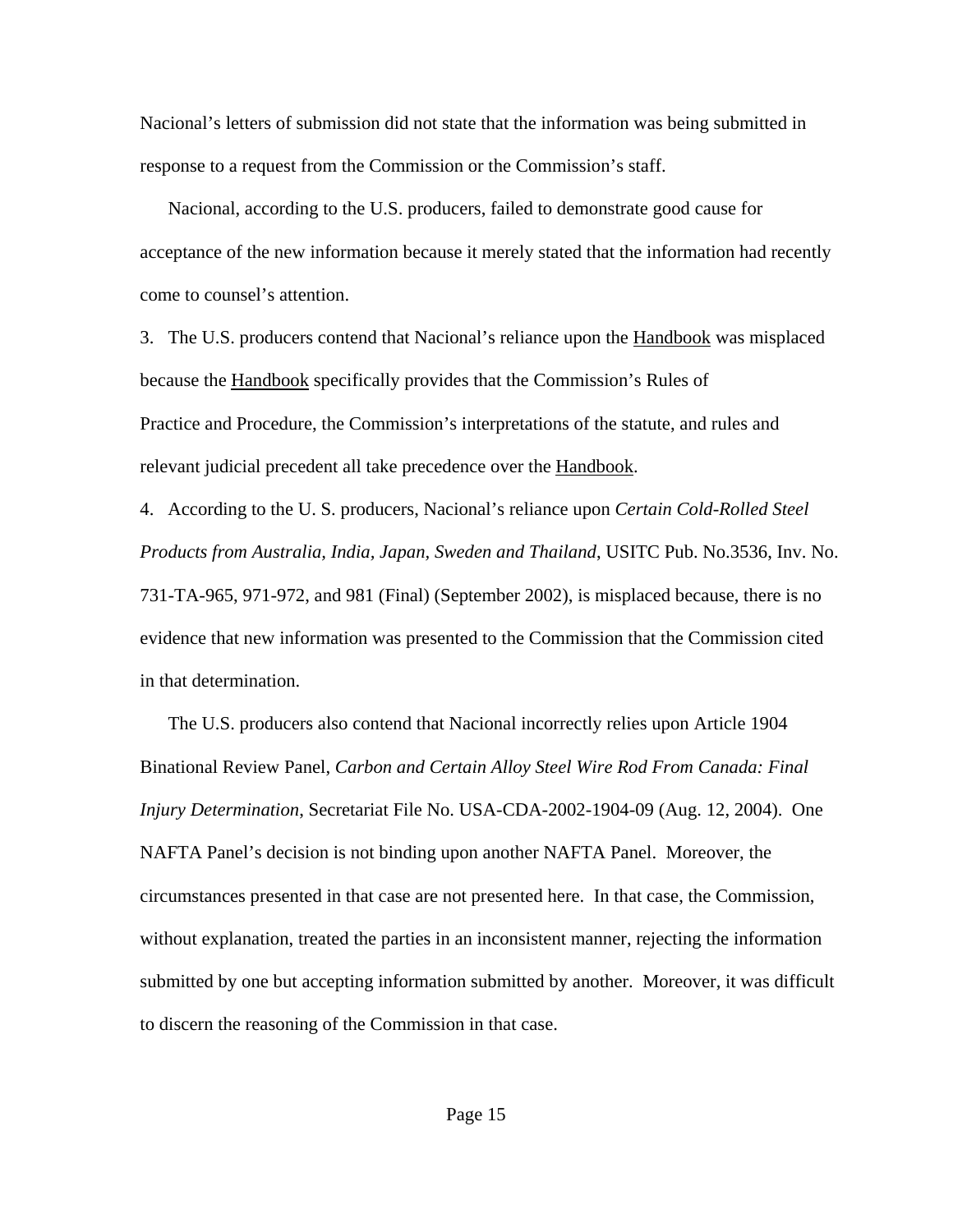Nacional's letters of submission did not state that the information was being submitted in response to a request from the Commission or the Commission's staff.

Nacional, according to the U.S. producers, failed to demonstrate good cause for acceptance of the new information because it merely stated that the information had recently come to counsel's attention.

3. The U.S. producers contend that Nacional's reliance upon the Handbook was misplaced because the Handbook specifically provides that the Commission's Rules of Practice and Procedure, the Commission's interpretations of the statute, and rules and relevant judicial precedent all take precedence over the Handbook.

4. According to the U. S. producers, Nacional's reliance upon *Certain Cold-Rolled Steel Products from Australia, India, Japan, Sweden and Thailand*, USITC Pub. No.3536, Inv. No. 731-TA-965, 971-972, and 981 (Final) (September 2002), is misplaced because, there is no evidence that new information was presented to the Commission that the Commission cited in that determination.

The U.S. producers also contend that Nacional incorrectly relies upon Article 1904 Binational Review Panel, *Carbon and Certain Alloy Steel Wire Rod From Canada: Final Injury Determination*, Secretariat File No. USA-CDA-2002-1904-09 (Aug. 12, 2004). One NAFTA Panel's decision is not binding upon another NAFTA Panel. Moreover, the circumstances presented in that case are not presented here. In that case, the Commission, without explanation, treated the parties in an inconsistent manner, rejecting the information submitted by one but accepting information submitted by another. Moreover, it was difficult to discern the reasoning of the Commission in that case.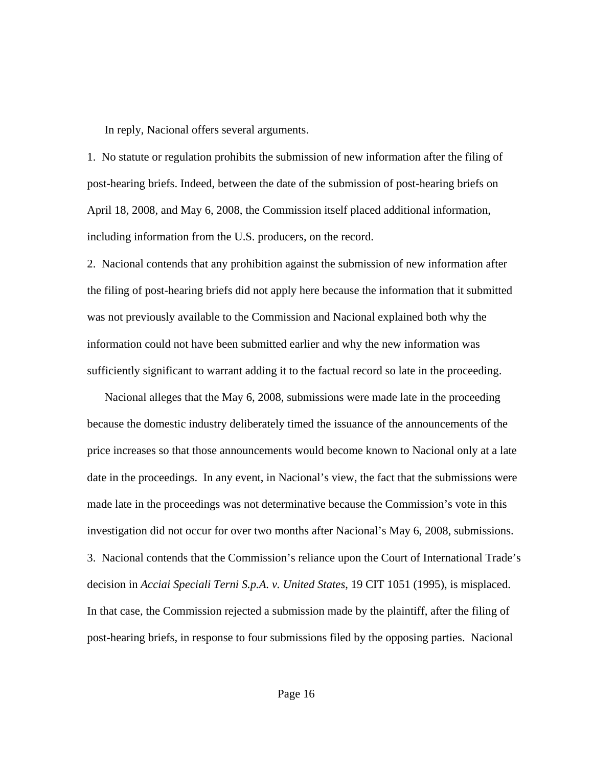In reply, Nacional offers several arguments.

1. No statute or regulation prohibits the submission of new information after the filing of post-hearing briefs. Indeed, between the date of the submission of post-hearing briefs on April 18, 2008, and May 6, 2008, the Commission itself placed additional information, including information from the U.S. producers, on the record.

2. Nacional contends that any prohibition against the submission of new information after the filing of post-hearing briefs did not apply here because the information that it submitted was not previously available to the Commission and Nacional explained both why the information could not have been submitted earlier and why the new information was sufficiently significant to warrant adding it to the factual record so late in the proceeding.

Nacional alleges that the May 6, 2008, submissions were made late in the proceeding because the domestic industry deliberately timed the issuance of the announcements of the price increases so that those announcements would become known to Nacional only at a late date in the proceedings. In any event, in Nacional's view, the fact that the submissions were made late in the proceedings was not determinative because the Commission's vote in this investigation did not occur for over two months after Nacional's May 6, 2008, submissions.

3. Nacional contends that the Commission's reliance upon the Court of International Trade's decision in *Acciai Speciali Terni S.p.A. v. United States*, 19 CIT 1051 (1995), is misplaced. In that case, the Commission rejected a submission made by the plaintiff, after the filing of post-hearing briefs, in response to four submissions filed by the opposing parties. Nacional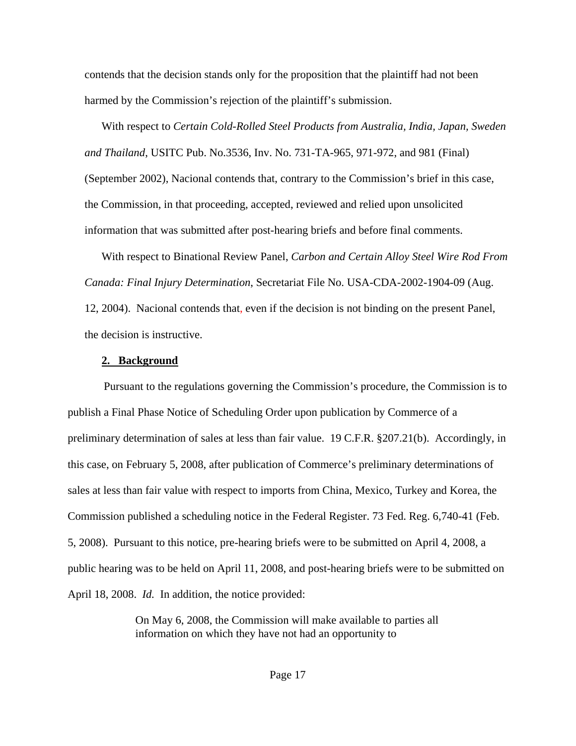contends that the decision stands only for the proposition that the plaintiff had not been harmed by the Commission's rejection of the plaintiff's submission.

With respect to *Certain Cold-Rolled Steel Products from Australia, India, Japan, Sweden and Thailand*, USITC Pub. No.3536, Inv. No. 731-TA-965, 971-972, and 981 (Final) (September 2002), Nacional contends that, contrary to the Commission's brief in this case, the Commission, in that proceeding, accepted, reviewed and relied upon unsolicited information that was submitted after post-hearing briefs and before final comments.

With respect to Binational Review Panel, *Carbon and Certain Alloy Steel Wire Rod From Canada: Final Injury Determination*, Secretariat File No. USA-CDA-2002-1904-09 (Aug. 12, 2004). Nacional contends that, even if the decision is not binding on the present Panel, the decision is instructive.

**2. Background**

Pursuant to the regulations governing the Commission's procedure, the Commission is to publish a Final Phase Notice of Scheduling Order upon publication by Commerce of a preliminary determination of sales at less than fair value. 19 C.F.R. §207.21(b). Accordingly, in this case, on February 5, 2008, after publication of Commerce's preliminary determinations of sales at less than fair value with respect to imports from China, Mexico, Turkey and Korea, the Commission published a scheduling notice in the Federal Register. 73 Fed. Reg. 6,740-41 (Feb. 5, 2008). Pursuant to this notice, pre-hearing briefs were to be submitted on April 4, 2008, a public hearing was to be held on April 11, 2008, and post-hearing briefs were to be submitted on April 18, 2008. *Id.* In addition, the notice provided:

> On May 6, 2008, the Commission will make available to parties all information on which they have not had an opportunity to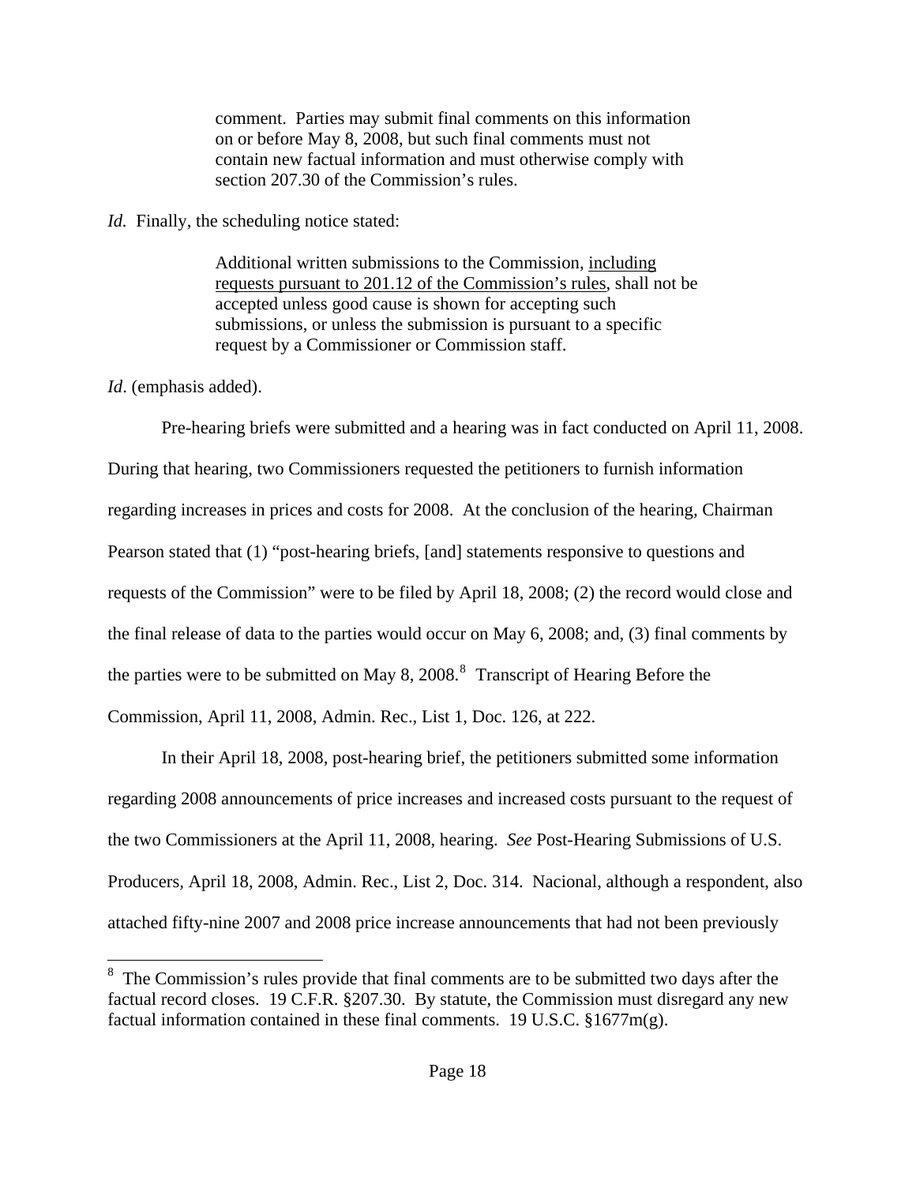> comment. Parties may submit final comments on this information on or before May 8, 2008, but such final comments must not contain new factual information and must otherwise comply with section 207.30 of the Commission's rules.

*Id.* Finally, the scheduling notice stated:

> Additional written submissions to the Commission, <u>including requests pursuant to 201.12 of the Commission's rules</u>, shall not be accepted unless good cause is shown for accepting such submissions, or unless the submission is pursuant to a specific request by a Commissioner or Commission staff.

*Id*. (emphasis added).

Pre-hearing briefs were submitted and a hearing was in fact conducted on April 11, 2008. During that hearing, two Commissioners requested the petitioners to furnish information regarding increases in prices and costs for 2008. At the conclusion of the hearing, Chairman Pearson stated that (1) "post-hearing briefs, [and] statements responsive to questions and requests of the Commission" were to be filed by April 18, 2008; (2) the record would close and the final release of data to the parties would occur on May 6, 2008; and, (3) final comments by the parties were to be submitted on May 8, 2008.[8] Transcript of Hearing Before the Commission, April 11, 2008, Admin. Rec., List 1, Doc. 126, at 222.

In their April 18, 2008, post-hearing brief, the petitioners submitted some information regarding 2008 announcements of price increases and increased costs pursuant to the request of the two Commissioners at the April 11, 2008, hearing. *See* Post-Hearing Submissions of U.S. Producers, April 18, 2008, Admin. Rec., List 2, Doc. 314. Nacional, although a respondent, also attached fifty-nine 2007 and 2008 price increase announcements that had not been previously

[8] The Commission's rules provide that final comments are to be submitted two days after the factual record closes. 19 C.F.R. §207.30. By statute, the Commission must disregard any new factual information contained in these final comments. 19 U.S.C. §1677m(g).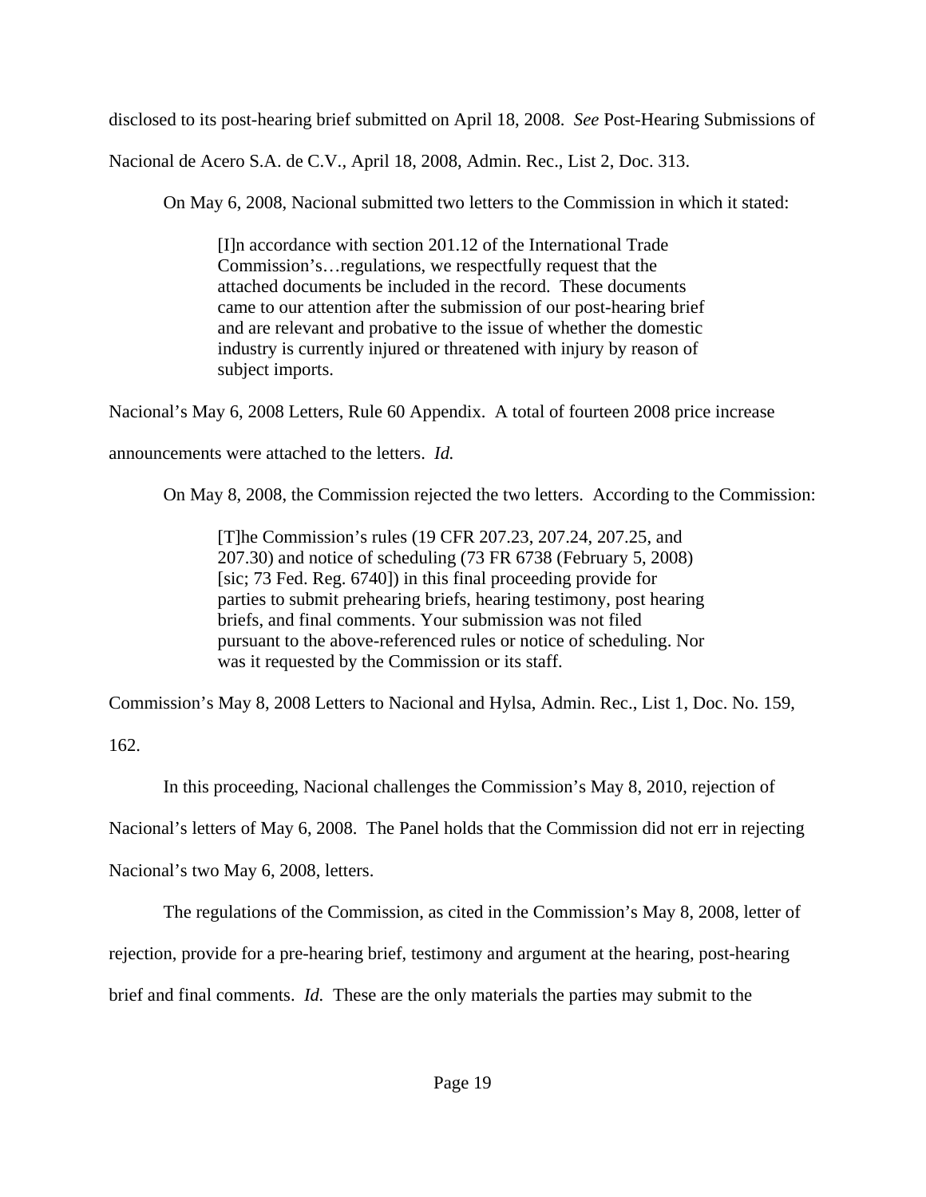disclosed to its post-hearing brief submitted on April 18, 2008. *See* Post-Hearing Submissions of Nacional de Acero S.A. de C.V., April 18, 2008, Admin. Rec., List 2, Doc. 313.

On May 6, 2008, Nacional submitted two letters to the Commission in which it stated:

> [I]n accordance with section 201.12 of the International Trade Commission's…regulations, we respectfully request that the attached documents be included in the record. These documents came to our attention after the submission of our post-hearing brief and are relevant and probative to the issue of whether the domestic industry is currently injured or threatened with injury by reason of subject imports.

Nacional's May 6, 2008 Letters, Rule 60 Appendix. A total of fourteen 2008 price increase announcements were attached to the letters. *Id.*

On May 8, 2008, the Commission rejected the two letters. According to the Commission:

> [T]he Commission's rules (19 CFR 207.23, 207.24, 207.25, and 207.30) and notice of scheduling (73 FR 6738 (February 5, 2008) [sic; 73 Fed. Reg. 6740]) in this final proceeding provide for parties to submit prehearing briefs, hearing testimony, post hearing briefs, and final comments. Your submission was not filed pursuant to the above-referenced rules or notice of scheduling. Nor was it requested by the Commission or its staff.

Commission's May 8, 2008 Letters to Nacional and Hylsa, Admin. Rec., List 1, Doc. No. 159, 162.

In this proceeding, Nacional challenges the Commission's May 8, 2010, rejection of Nacional's letters of May 6, 2008. The Panel holds that the Commission did not err in rejecting Nacional's two May 6, 2008, letters.

The regulations of the Commission, as cited in the Commission's May 8, 2008, letter of rejection, provide for a pre-hearing brief, testimony and argument at the hearing, post-hearing brief and final comments. *Id.* These are the only materials the parties may submit to the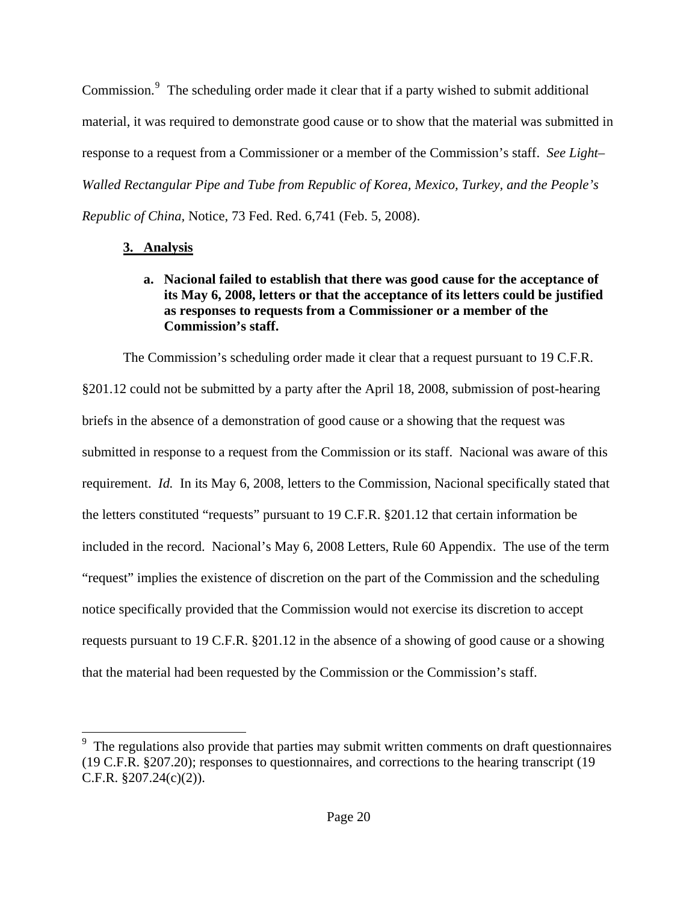Commission.[9] The scheduling order made it clear that if a party wished to submit additional material, it was required to demonstrate good cause or to show that the material was submitted in response to a request from a Commissioner or a member of the Commission's staff. *See Light–Walled Rectangular Pipe and Tube from Republic of Korea, Mexico, Turkey, and the People's Republic of China*, Notice, 73 Fed. Red. 6,741 (Feb. 5, 2008).

### 3. Analysis

#### a. Nacional failed to establish that there was good cause for the acceptance of its May 6, 2008, letters or that the acceptance of its letters could be justified as responses to requests from a Commissioner or a member of the Commission's staff.

The Commission's scheduling order made it clear that a request pursuant to 19 C.F.R. §201.12 could not be submitted by a party after the April 18, 2008, submission of post-hearing briefs in the absence of a demonstration of good cause or a showing that the request was submitted in response to a request from the Commission or its staff. Nacional was aware of this requirement. *Id.* In its May 6, 2008, letters to the Commission, Nacional specifically stated that the letters constituted "requests" pursuant to 19 C.F.R. §201.12 that certain information be included in the record. Nacional's May 6, 2008 Letters, Rule 60 Appendix. The use of the term "request" implies the existence of discretion on the part of the Commission and the scheduling notice specifically provided that the Commission would not exercise its discretion to accept requests pursuant to 19 C.F.R. §201.12 in the absence of a showing of good cause or a showing that the material had been requested by the Commission or the Commission's staff.

[9] The regulations also provide that parties may submit written comments on draft questionnaires (19 C.F.R. §207.20); responses to questionnaires, and corrections to the hearing transcript (19 C.F.R. §207.24(c)(2)).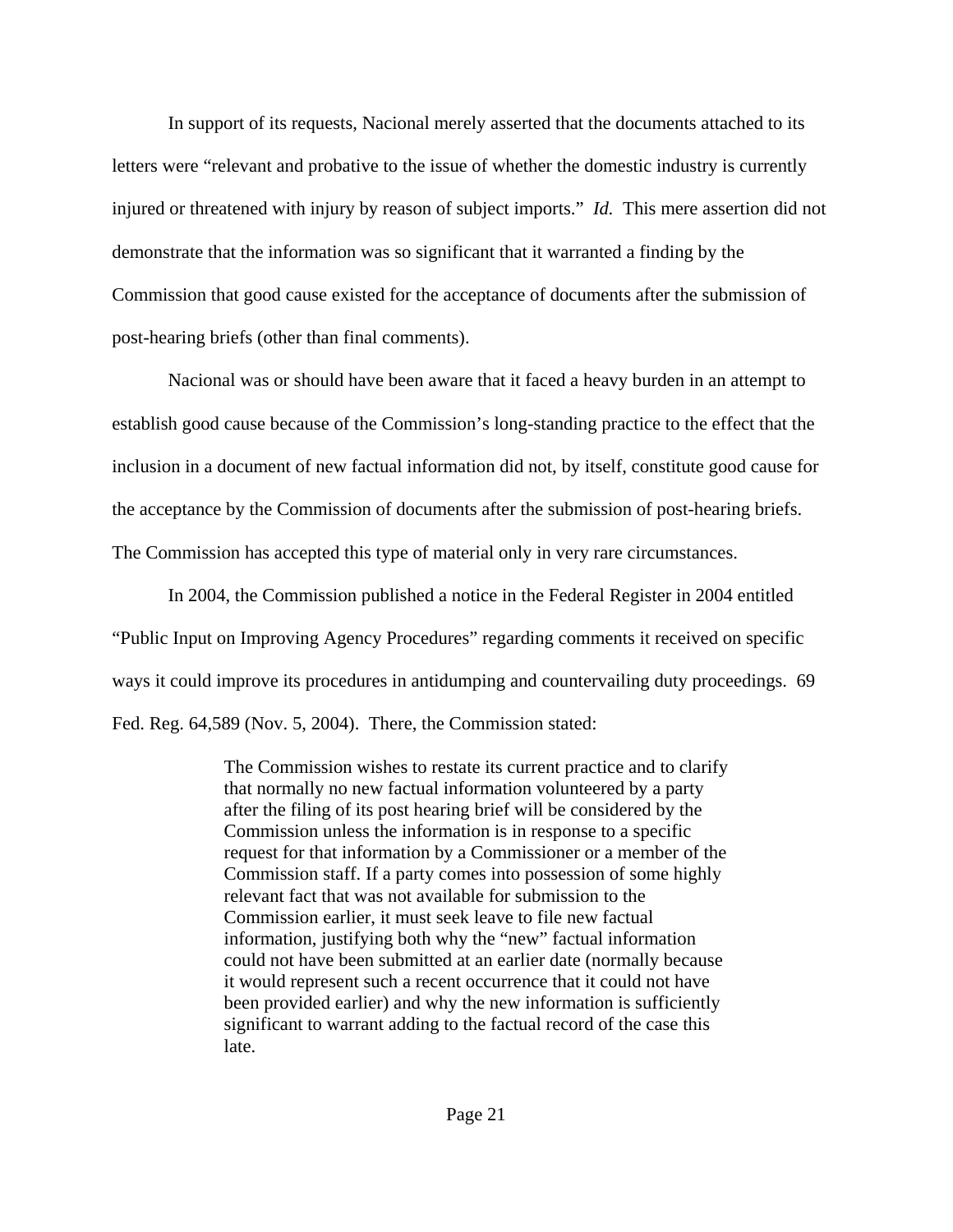In support of its requests, Nacional merely asserted that the documents attached to its letters were "relevant and probative to the issue of whether the domestic industry is currently injured or threatened with injury by reason of subject imports." *Id.* This mere assertion did not demonstrate that the information was so significant that it warranted a finding by the Commission that good cause existed for the acceptance of documents after the submission of post-hearing briefs (other than final comments).

Nacional was or should have been aware that it faced a heavy burden in an attempt to establish good cause because of the Commission's long-standing practice to the effect that the inclusion in a document of new factual information did not, by itself, constitute good cause for the acceptance by the Commission of documents after the submission of post-hearing briefs. The Commission has accepted this type of material only in very rare circumstances.

In 2004, the Commission published a notice in the Federal Register in 2004 entitled "Public Input on Improving Agency Procedures" regarding comments it received on specific ways it could improve its procedures in antidumping and countervailing duty proceedings. 69 Fed. Reg. 64,589 (Nov. 5, 2004). There, the Commission stated:

> The Commission wishes to restate its current practice and to clarify that normally no new factual information volunteered by a party after the filing of its post hearing brief will be considered by the Commission unless the information is in response to a specific request for that information by a Commissioner or a member of the Commission staff. If a party comes into possession of some highly relevant fact that was not available for submission to the Commission earlier, it must seek leave to file new factual information, justifying both why the "new" factual information could not have been submitted at an earlier date (normally because it would represent such a recent occurrence that it could not have been provided earlier) and why the new information is sufficiently significant to warrant adding to the factual record of the case this late.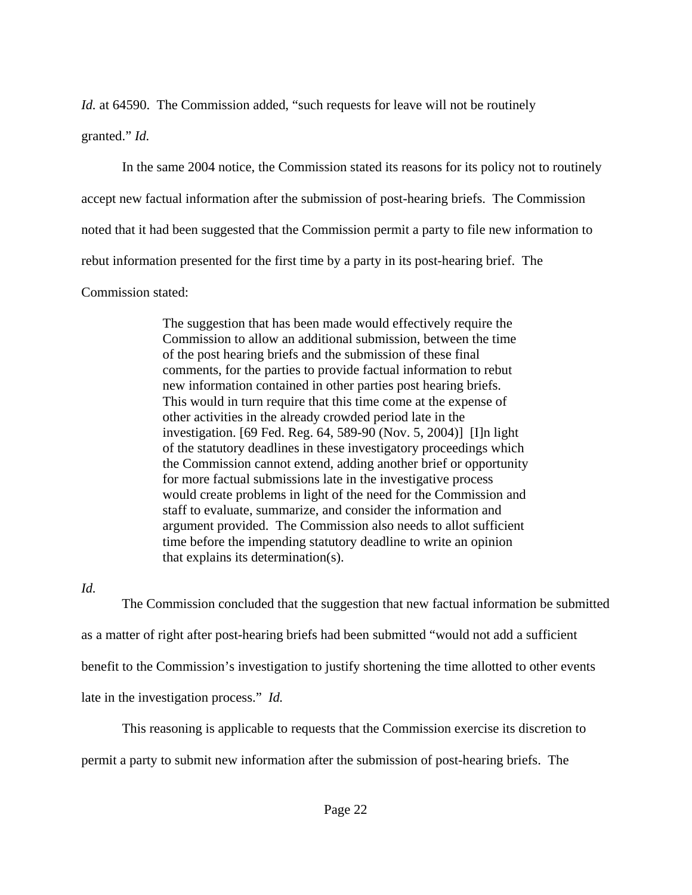*Id.* at 64590. The Commission added, "such requests for leave will not be routinely granted." *Id.*

In the same 2004 notice, the Commission stated its reasons for its policy not to routinely accept new factual information after the submission of post-hearing briefs. The Commission noted that it had been suggested that the Commission permit a party to file new information to rebut information presented for the first time by a party in its post-hearing brief. The Commission stated:

> The suggestion that has been made would effectively require the Commission to allow an additional submission, between the time of the post hearing briefs and the submission of these final comments, for the parties to provide factual information to rebut new information contained in other parties post hearing briefs. This would in turn require that this time come at the expense of other activities in the already crowded period late in the investigation. [69 Fed. Reg. 64, 589-90 (Nov. 5, 2004)] [I]n light of the statutory deadlines in these investigatory proceedings which the Commission cannot extend, adding another brief or opportunity for more factual submissions late in the investigative process would create problems in light of the need for the Commission and staff to evaluate, summarize, and consider the information and argument provided. The Commission also needs to allot sufficient time before the impending statutory deadline to write an opinion that explains its determination(s).

*Id.*

The Commission concluded that the suggestion that new factual information be submitted as a matter of right after post-hearing briefs had been submitted "would not add a sufficient benefit to the Commission's investigation to justify shortening the time allotted to other events late in the investigation process." *Id.*

This reasoning is applicable to requests that the Commission exercise its discretion to permit a party to submit new information after the submission of post-hearing briefs. The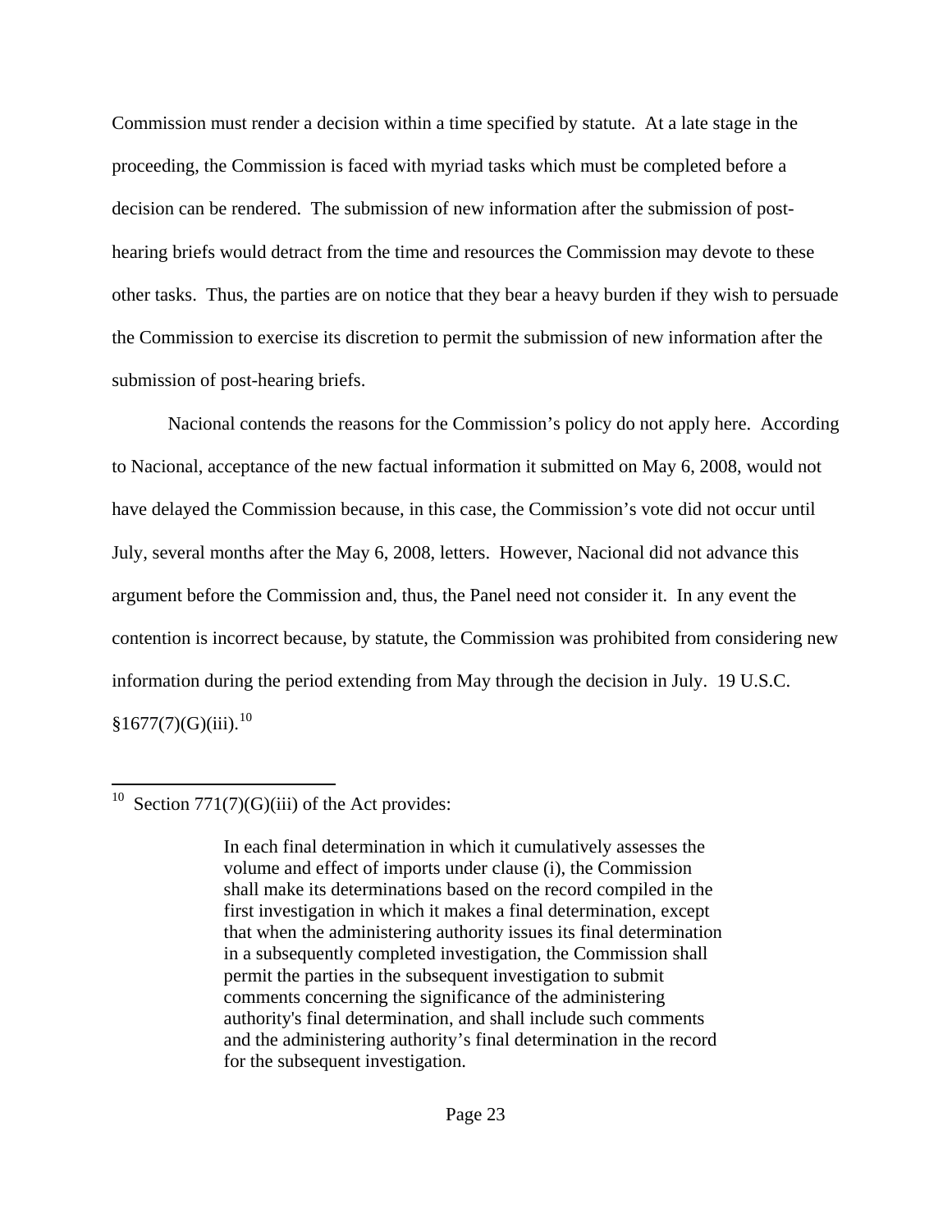Commission must render a decision within a time specified by statute. At a late stage in the proceeding, the Commission is faced with myriad tasks which must be completed before a decision can be rendered. The submission of new information after the submission of post-hearing briefs would detract from the time and resources the Commission may devote to these other tasks. Thus, the parties are on notice that they bear a heavy burden if they wish to persuade the Commission to exercise its discretion to permit the submission of new information after the submission of post-hearing briefs.

Nacional contends the reasons for the Commission's policy do not apply here. According to Nacional, acceptance of the new factual information it submitted on May 6, 2008, would not have delayed the Commission because, in this case, the Commission's vote did not occur until July, several months after the May 6, 2008, letters. However, Nacional did not advance this argument before the Commission and, thus, the Panel need not consider it. In any event the contention is incorrect because, by statute, the Commission was prohibited from considering new information during the period extending from May through the decision in July. 19 U.S.C. §1677(7)(G)(iii).[10]

---

[10] Section 771(7)(G)(iii) of the Act provides:

> In each final determination in which it cumulatively assesses the volume and effect of imports under clause (i), the Commission shall make its determinations based on the record compiled in the first investigation in which it makes a final determination, except that when the administering authority issues its final determination in a subsequently completed investigation, the Commission shall permit the parties in the subsequent investigation to submit comments concerning the significance of the administering authority's final determination, and shall include such comments and the administering authority's final determination in the record for the subsequent investigation.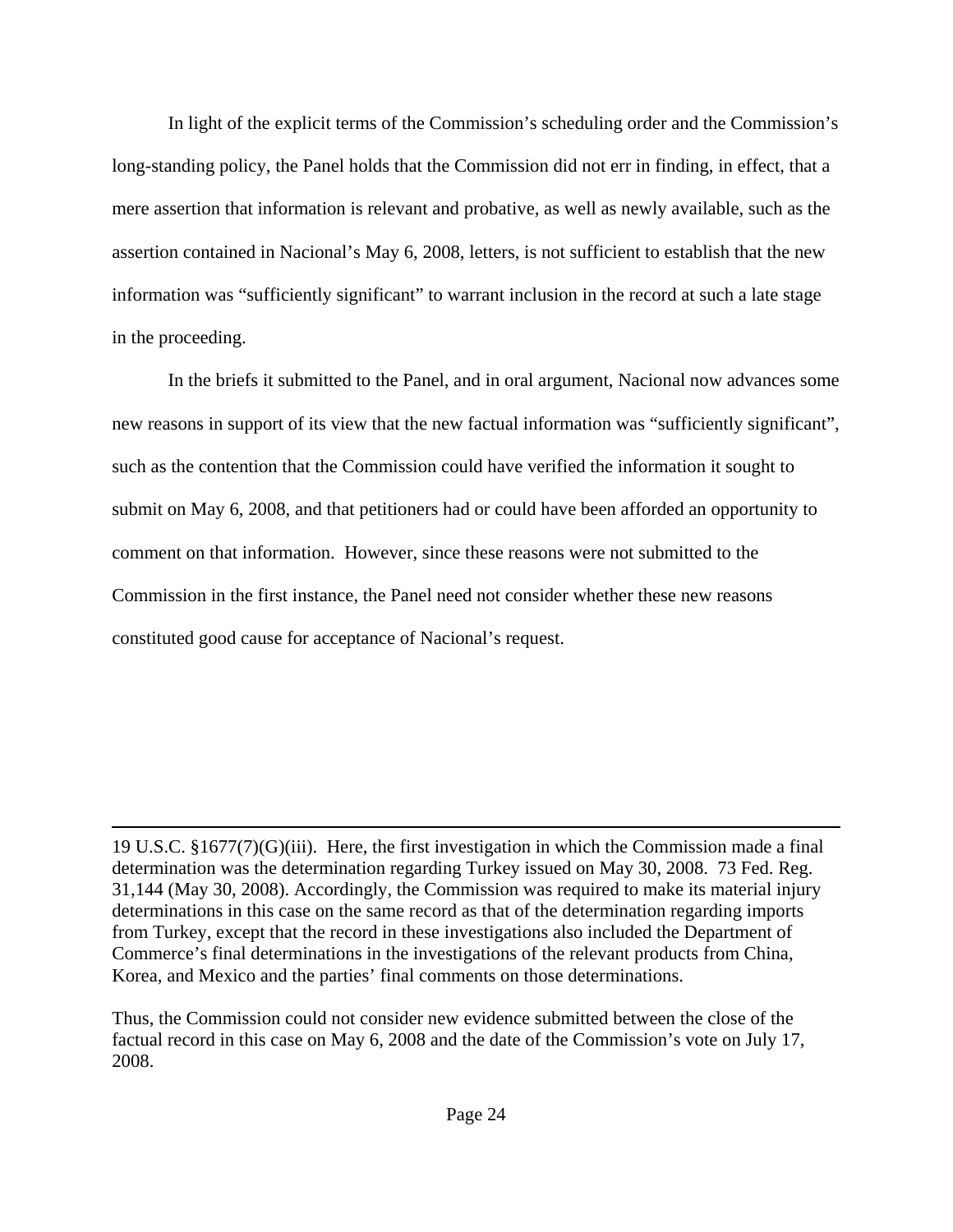In light of the explicit terms of the Commission's scheduling order and the Commission's long-standing policy, the Panel holds that the Commission did not err in finding, in effect, that a mere assertion that information is relevant and probative, as well as newly available, such as the assertion contained in Nacional's May 6, 2008, letters, is not sufficient to establish that the new information was "sufficiently significant" to warrant inclusion in the record at such a late stage in the proceeding.

In the briefs it submitted to the Panel, and in oral argument, Nacional now advances some new reasons in support of its view that the new factual information was "sufficiently significant", such as the contention that the Commission could have verified the information it sought to submit on May 6, 2008, and that petitioners had or could have been afforded an opportunity to comment on that information. However, since these reasons were not submitted to the Commission in the first instance, the Panel need not consider whether these new reasons constituted good cause for acceptance of Nacional's request.

---

19 U.S.C. §1677(7)(G)(iii). Here, the first investigation in which the Commission made a final determination was the determination regarding Turkey issued on May 30, 2008. 73 Fed. Reg. 31,144 (May 30, 2008). Accordingly, the Commission was required to make its material injury determinations in this case on the same record as that of the determination regarding imports from Turkey, except that the record in these investigations also included the Department of Commerce's final determinations in the investigations of the relevant products from China, Korea, and Mexico and the parties' final comments on those determinations.

Thus, the Commission could not consider new evidence submitted between the close of the factual record in this case on May 6, 2008 and the date of the Commission's vote on July 17, 2008.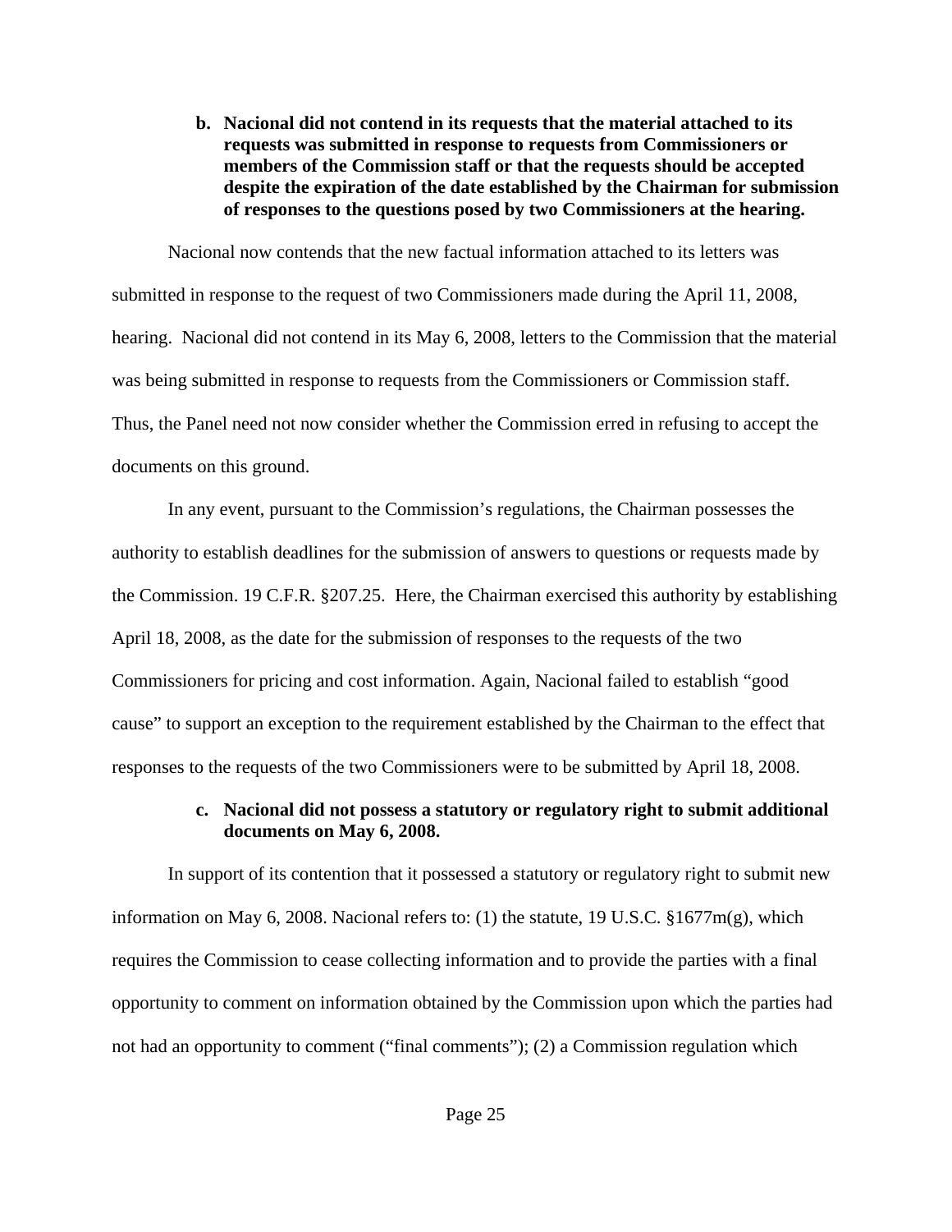**b. Nacional did not contend in its requests that the material attached to its requests was submitted in response to requests from Commissioners or members of the Commission staff or that the requests should be accepted despite the expiration of the date established by the Chairman for submission of responses to the questions posed by two Commissioners at the hearing.**

Nacional now contends that the new factual information attached to its letters was submitted in response to the request of two Commissioners made during the April 11, 2008, hearing. Nacional did not contend in its May 6, 2008, letters to the Commission that the material was being submitted in response to requests from the Commissioners or Commission staff. Thus, the Panel need not now consider whether the Commission erred in refusing to accept the documents on this ground.

In any event, pursuant to the Commission's regulations, the Chairman possesses the authority to establish deadlines for the submission of answers to questions or requests made by the Commission. 19 C.F.R. §207.25. Here, the Chairman exercised this authority by establishing April 18, 2008, as the date for the submission of responses to the requests of the two Commissioners for pricing and cost information. Again, Nacional failed to establish "good cause" to support an exception to the requirement established by the Chairman to the effect that responses to the requests of the two Commissioners were to be submitted by April 18, 2008.

**c. Nacional did not possess a statutory or regulatory right to submit additional documents on May 6, 2008.**

In support of its contention that it possessed a statutory or regulatory right to submit new information on May 6, 2008. Nacional refers to: (1) the statute, 19 U.S.C. §1677m(g), which requires the Commission to cease collecting information and to provide the parties with a final opportunity to comment on information obtained by the Commission upon which the parties had not had an opportunity to comment ("final comments"); (2) a Commission regulation which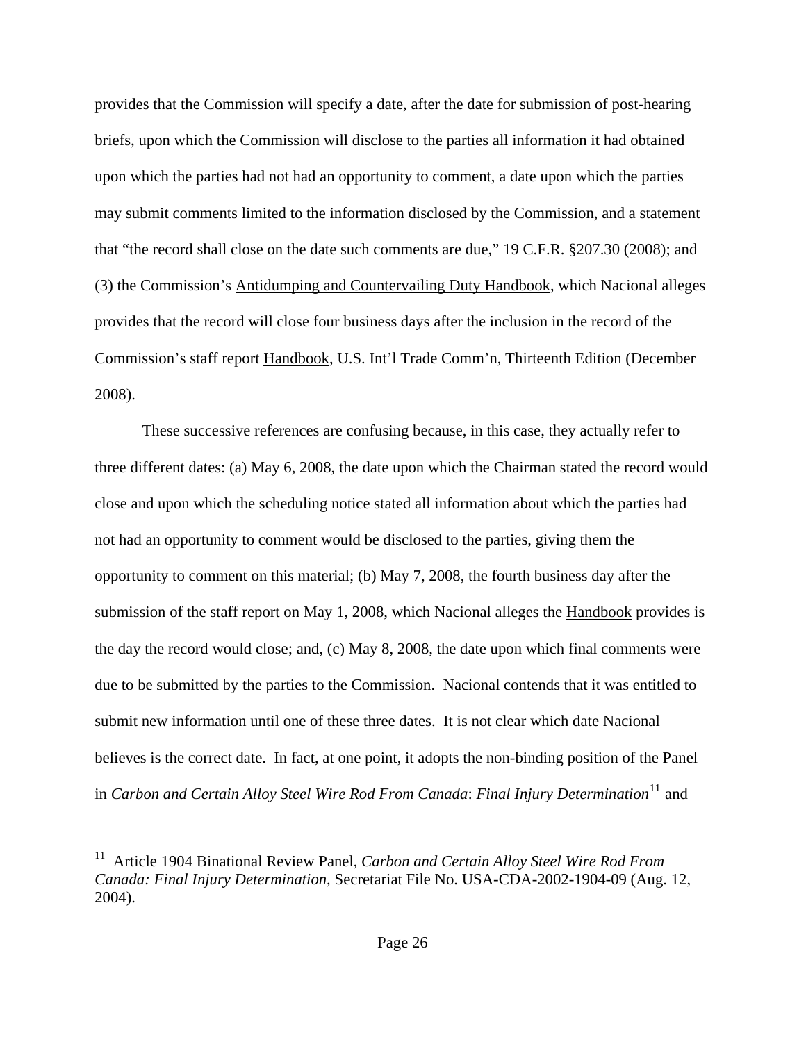provides that the Commission will specify a date, after the date for submission of post-hearing briefs, upon which the Commission will disclose to the parties all information it had obtained upon which the parties had not had an opportunity to comment, a date upon which the parties may submit comments limited to the information disclosed by the Commission, and a statement that "the record shall close on the date such comments are due," 19 C.F.R. §207.30 (2008); and (3) the Commission's Antidumping and Countervailing Duty Handbook, which Nacional alleges provides that the record will close four business days after the inclusion in the record of the Commission's staff report Handbook, U.S. Int'l Trade Comm'n, Thirteenth Edition (December 2008).

These successive references are confusing because, in this case, they actually refer to three different dates: (a) May 6, 2008, the date upon which the Chairman stated the record would close and upon which the scheduling notice stated all information about which the parties had not had an opportunity to comment would be disclosed to the parties, giving them the opportunity to comment on this material; (b) May 7, 2008, the fourth business day after the submission of the staff report on May 1, 2008, which Nacional alleges the Handbook provides is the day the record would close; and, (c) May 8, 2008, the date upon which final comments were due to be submitted by the parties to the Commission. Nacional contends that it was entitled to submit new information until one of these three dates. It is not clear which date Nacional believes is the correct date. In fact, at one point, it adopts the non-binding position of the Panel in *Carbon and Certain Alloy Steel Wire Rod From Canada*: *Final Injury Determination*[11] and

[11] Article 1904 Binational Review Panel, *Carbon and Certain Alloy Steel Wire Rod From Canada: Final Injury Determination*, Secretariat File No. USA-CDA-2002-1904-09 (Aug. 12, 2004).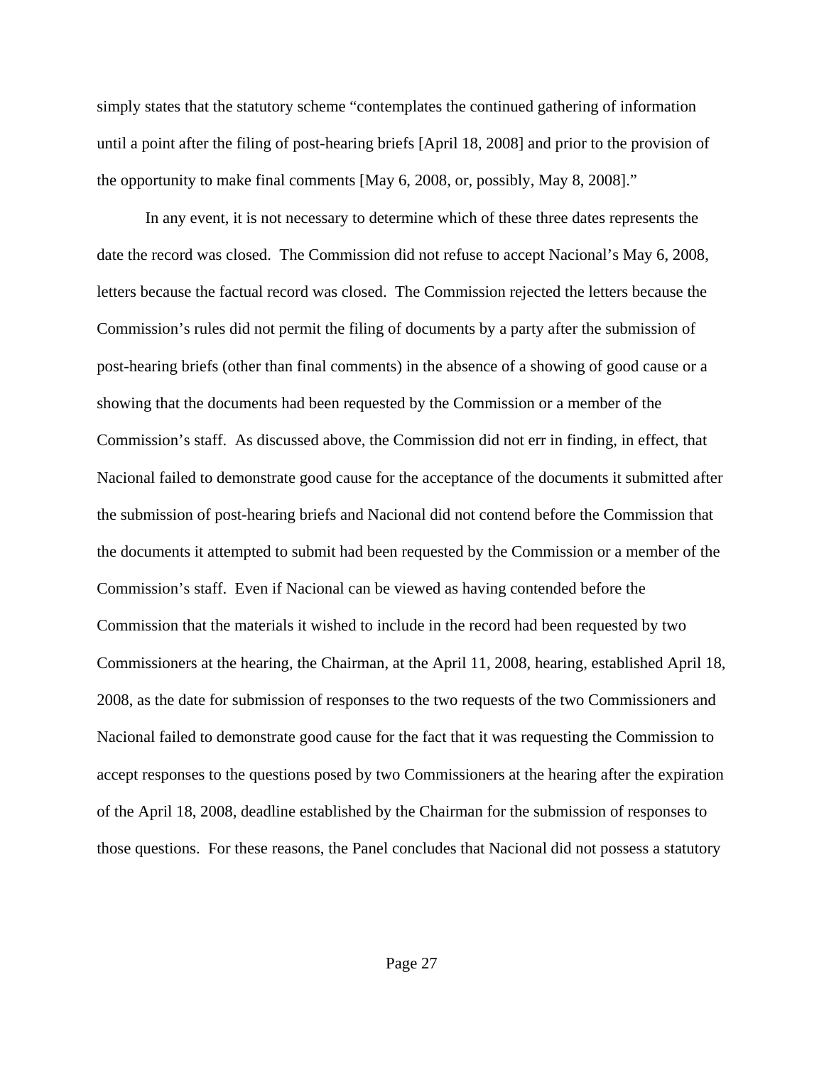simply states that the statutory scheme "contemplates the continued gathering of information until a point after the filing of post-hearing briefs [April 18, 2008] and prior to the provision of the opportunity to make final comments [May 6, 2008, or, possibly, May 8, 2008]."

In any event, it is not necessary to determine which of these three dates represents the date the record was closed. The Commission did not refuse to accept Nacional's May 6, 2008, letters because the factual record was closed. The Commission rejected the letters because the Commission's rules did not permit the filing of documents by a party after the submission of post-hearing briefs (other than final comments) in the absence of a showing of good cause or a showing that the documents had been requested by the Commission or a member of the Commission's staff. As discussed above, the Commission did not err in finding, in effect, that Nacional failed to demonstrate good cause for the acceptance of the documents it submitted after the submission of post-hearing briefs and Nacional did not contend before the Commission that the documents it attempted to submit had been requested by the Commission or a member of the Commission's staff. Even if Nacional can be viewed as having contended before the Commission that the materials it wished to include in the record had been requested by two Commissioners at the hearing, the Chairman, at the April 11, 2008, hearing, established April 18, 2008, as the date for submission of responses to the two requests of the two Commissioners and Nacional failed to demonstrate good cause for the fact that it was requesting the Commission to accept responses to the questions posed by two Commissioners at the hearing after the expiration of the April 18, 2008, deadline established by the Chairman for the submission of responses to those questions. For these reasons, the Panel concludes that Nacional did not possess a statutory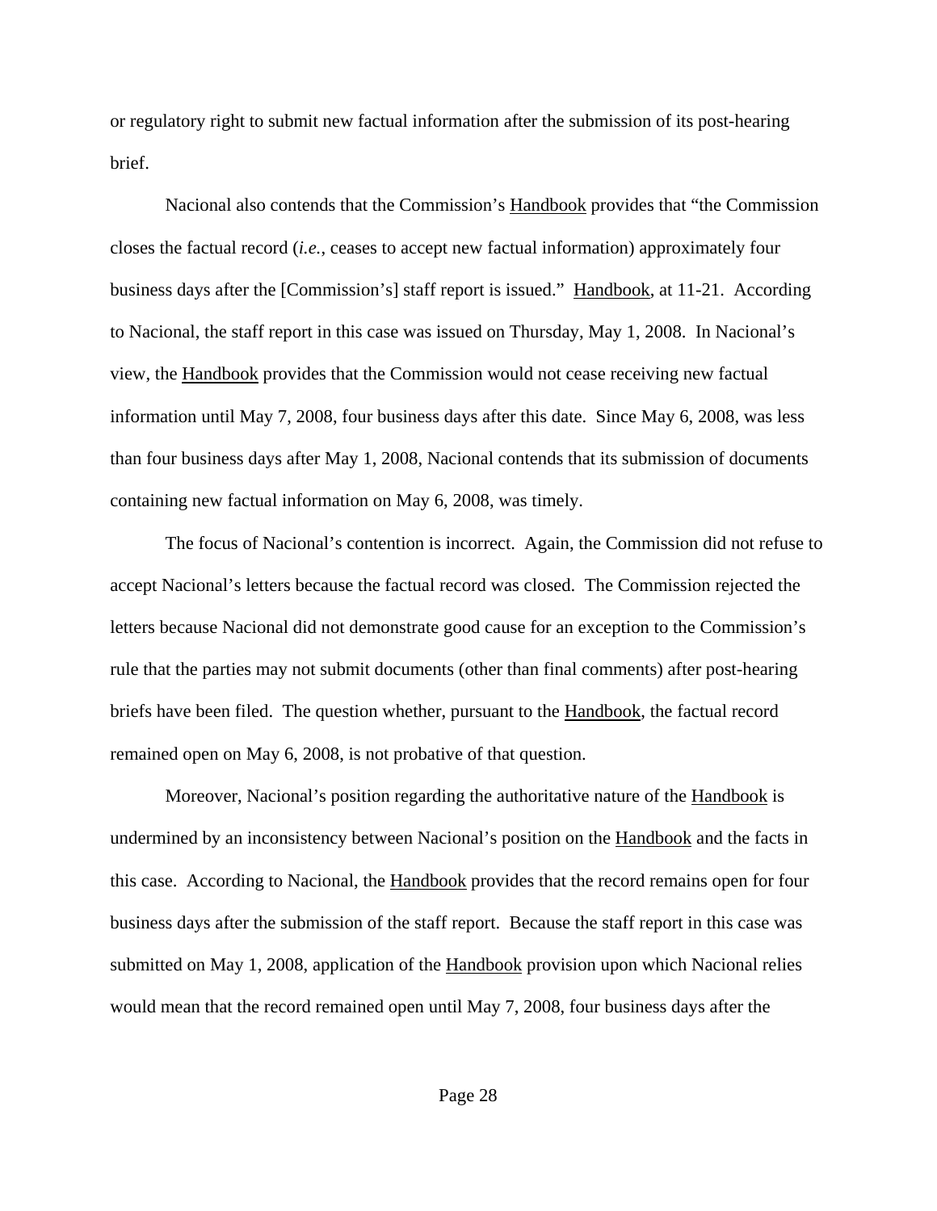or regulatory right to submit new factual information after the submission of its post-hearing brief.

Nacional also contends that the Commission's Handbook provides that "the Commission closes the factual record (*i.e.*, ceases to accept new factual information) approximately four business days after the [Commission's] staff report is issued." Handbook, at 11-21. According to Nacional, the staff report in this case was issued on Thursday, May 1, 2008. In Nacional's view, the Handbook provides that the Commission would not cease receiving new factual information until May 7, 2008, four business days after this date. Since May 6, 2008, was less than four business days after May 1, 2008, Nacional contends that its submission of documents containing new factual information on May 6, 2008, was timely.

The focus of Nacional's contention is incorrect. Again, the Commission did not refuse to accept Nacional's letters because the factual record was closed. The Commission rejected the letters because Nacional did not demonstrate good cause for an exception to the Commission's rule that the parties may not submit documents (other than final comments) after post-hearing briefs have been filed. The question whether, pursuant to the Handbook, the factual record remained open on May 6, 2008, is not probative of that question.

Moreover, Nacional's position regarding the authoritative nature of the Handbook is undermined by an inconsistency between Nacional's position on the Handbook and the facts in this case. According to Nacional, the Handbook provides that the record remains open for four business days after the submission of the staff report. Because the staff report in this case was submitted on May 1, 2008, application of the Handbook provision upon which Nacional relies would mean that the record remained open until May 7, 2008, four business days after the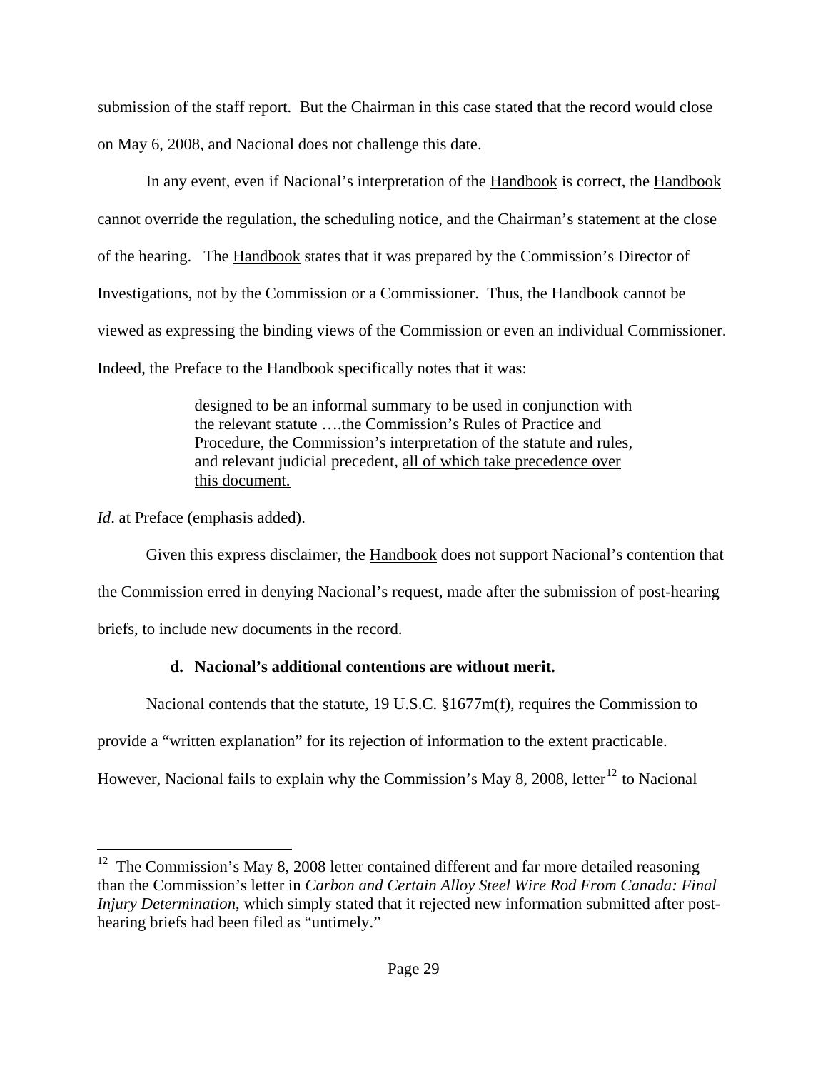submission of the staff report. But the Chairman in this case stated that the record would close on May 6, 2008, and Nacional does not challenge this date.

In any event, even if Nacional's interpretation of the Handbook is correct, the Handbook cannot override the regulation, the scheduling notice, and the Chairman's statement at the close of the hearing. The Handbook states that it was prepared by the Commission's Director of Investigations, not by the Commission or a Commissioner. Thus, the Handbook cannot be viewed as expressing the binding views of the Commission or even an individual Commissioner. Indeed, the Preface to the Handbook specifically notes that it was:

> designed to be an informal summary to be used in conjunction with the relevant statute ….the Commission's Rules of Practice and Procedure, the Commission's interpretation of the statute and rules, and relevant judicial precedent, <u>all of which take precedence over this document.</u>

*Id*. at Preface (emphasis added).

Given this express disclaimer, the Handbook does not support Nacional's contention that the Commission erred in denying Nacional's request, made after the submission of post-hearing briefs, to include new documents in the record.

**d. Nacional's additional contentions are without merit.**

Nacional contends that the statute, 19 U.S.C. §1677m(f), requires the Commission to provide a "written explanation" for its rejection of information to the extent practicable. However, Nacional fails to explain why the Commission's May 8, 2008, letter[12] to Nacional

---

[12] The Commission's May 8, 2008 letter contained different and far more detailed reasoning than the Commission's letter in *Carbon and Certain Alloy Steel Wire Rod From Canada: Final Injury Determination*, which simply stated that it rejected new information submitted after post-hearing briefs had been filed as "untimely."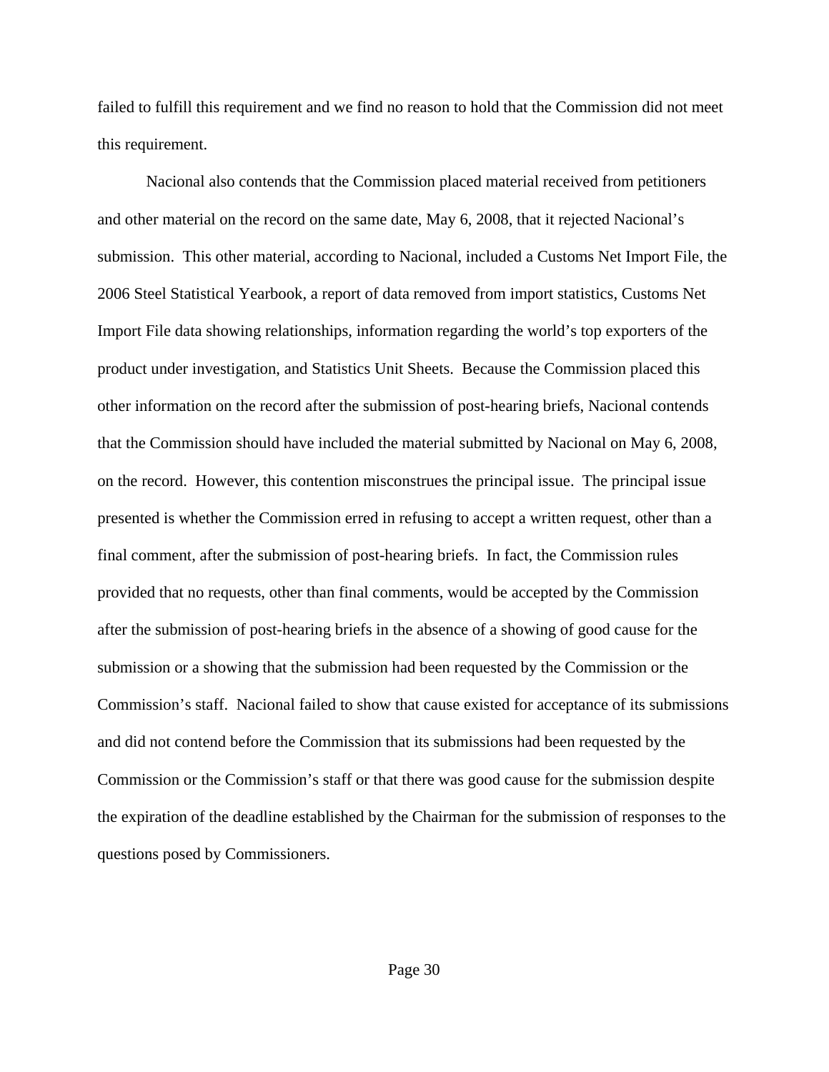failed to fulfill this requirement and we find no reason to hold that the Commission did not meet this requirement.

Nacional also contends that the Commission placed material received from petitioners and other material on the record on the same date, May 6, 2008, that it rejected Nacional's submission. This other material, according to Nacional, included a Customs Net Import File, the 2006 Steel Statistical Yearbook, a report of data removed from import statistics, Customs Net Import File data showing relationships, information regarding the world's top exporters of the product under investigation, and Statistics Unit Sheets. Because the Commission placed this other information on the record after the submission of post-hearing briefs, Nacional contends that the Commission should have included the material submitted by Nacional on May 6, 2008, on the record. However, this contention misconstrues the principal issue. The principal issue presented is whether the Commission erred in refusing to accept a written request, other than a final comment, after the submission of post-hearing briefs. In fact, the Commission rules provided that no requests, other than final comments, would be accepted by the Commission after the submission of post-hearing briefs in the absence of a showing of good cause for the submission or a showing that the submission had been requested by the Commission or the Commission's staff. Nacional failed to show that cause existed for acceptance of its submissions and did not contend before the Commission that its submissions had been requested by the Commission or the Commission's staff or that there was good cause for the submission despite the expiration of the deadline established by the Chairman for the submission of responses to the questions posed by Commissioners.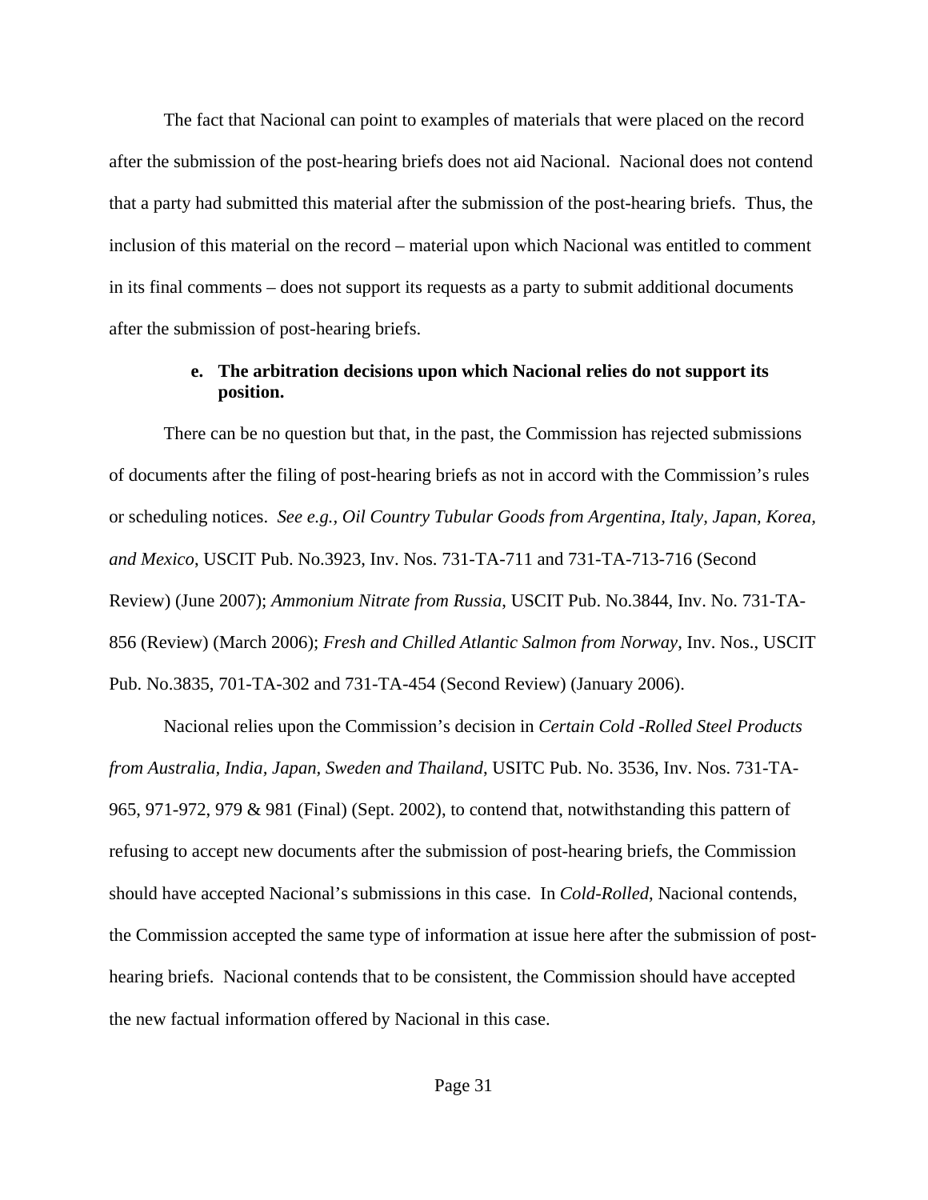The fact that Nacional can point to examples of materials that were placed on the record after the submission of the post-hearing briefs does not aid Nacional. Nacional does not contend that a party had submitted this material after the submission of the post-hearing briefs. Thus, the inclusion of this material on the record – material upon which Nacional was entitled to comment in its final comments – does not support its requests as a party to submit additional documents after the submission of post-hearing briefs.

**e. The arbitration decisions upon which Nacional relies do not support its position.**

There can be no question but that, in the past, the Commission has rejected submissions of documents after the filing of post-hearing briefs as not in accord with the Commission's rules or scheduling notices. *See e.g., Oil Country Tubular Goods from Argentina, Italy, Japan, Korea, and Mexico*, USCIT Pub. No.3923, Inv. Nos. 731-TA-711 and 731-TA-713-716 (Second Review) (June 2007); *Ammonium Nitrate from Russia*, USCIT Pub. No.3844, Inv. No. 731-TA-856 (Review) (March 2006); *Fresh and Chilled Atlantic Salmon from Norway*, Inv. Nos., USCIT Pub. No.3835, 701-TA-302 and 731-TA-454 (Second Review) (January 2006).

Nacional relies upon the Commission's decision in *Certain Cold -Rolled Steel Products from Australia, India, Japan, Sweden and Thailand*, USITC Pub. No. 3536, Inv. Nos. 731-TA-965, 971-972, 979 & 981 (Final) (Sept. 2002), to contend that, notwithstanding this pattern of refusing to accept new documents after the submission of post-hearing briefs, the Commission should have accepted Nacional's submissions in this case. In *Cold-Rolled*, Nacional contends, the Commission accepted the same type of information at issue here after the submission of post-hearing briefs. Nacional contends that to be consistent, the Commission should have accepted the new factual information offered by Nacional in this case.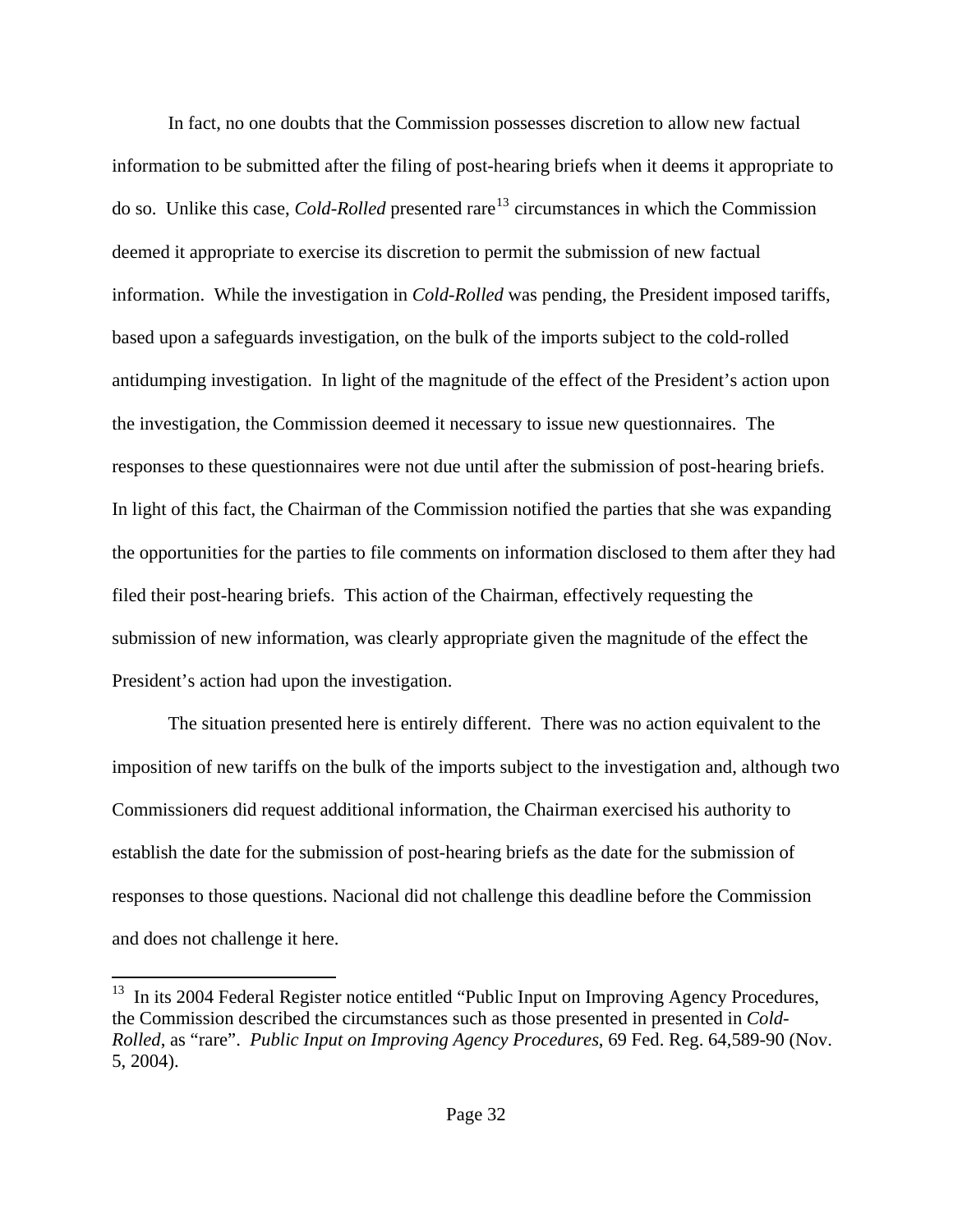In fact, no one doubts that the Commission possesses discretion to allow new factual information to be submitted after the filing of post-hearing briefs when it deems it appropriate to do so. Unlike this case, *Cold-Rolled* presented rare[13] circumstances in which the Commission deemed it appropriate to exercise its discretion to permit the submission of new factual information. While the investigation in *Cold-Rolled* was pending, the President imposed tariffs, based upon a safeguards investigation, on the bulk of the imports subject to the cold-rolled antidumping investigation. In light of the magnitude of the effect of the President's action upon the investigation, the Commission deemed it necessary to issue new questionnaires. The responses to these questionnaires were not due until after the submission of post-hearing briefs. In light of this fact, the Chairman of the Commission notified the parties that she was expanding the opportunities for the parties to file comments on information disclosed to them after they had filed their post-hearing briefs. This action of the Chairman, effectively requesting the submission of new information, was clearly appropriate given the magnitude of the effect the President's action had upon the investigation.

The situation presented here is entirely different. There was no action equivalent to the imposition of new tariffs on the bulk of the imports subject to the investigation and, although two Commissioners did request additional information, the Chairman exercised his authority to establish the date for the submission of post-hearing briefs as the date for the submission of responses to those questions. Nacional did not challenge this deadline before the Commission and does not challenge it here.

---

[13] In its 2004 Federal Register notice entitled "Public Input on Improving Agency Procedures, the Commission described the circumstances such as those presented in presented in *Cold-Rolled*, as "rare". *Public Input on Improving Agency Procedures*, 69 Fed. Reg. 64,589-90 (Nov. 5, 2004).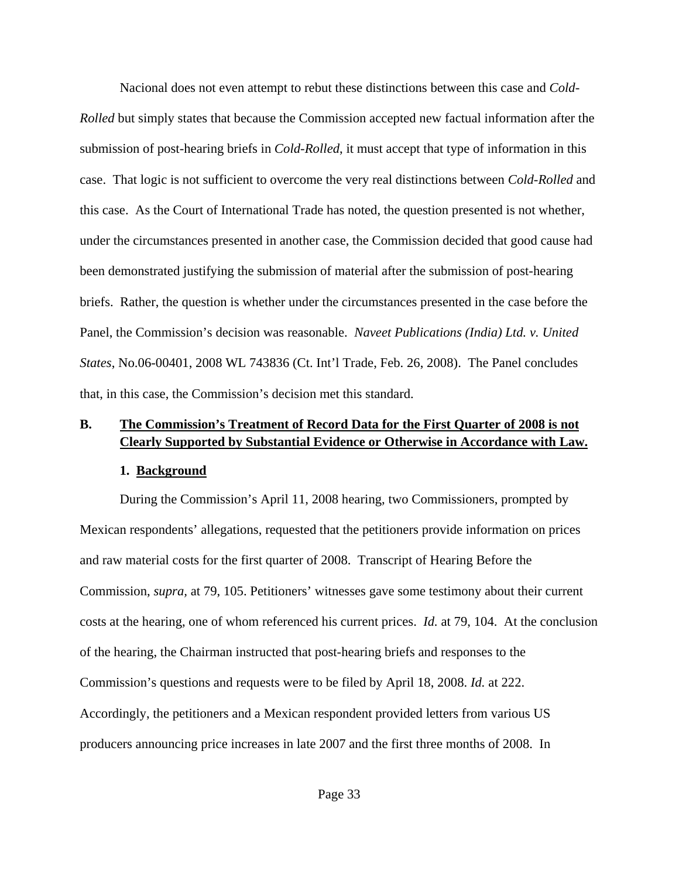Nacional does not even attempt to rebut these distinctions between this case and *Cold-Rolled* but simply states that because the Commission accepted new factual information after the submission of post-hearing briefs in *Cold-Rolled*, it must accept that type of information in this case. That logic is not sufficient to overcome the very real distinctions between *Cold-Rolled* and this case. As the Court of International Trade has noted, the question presented is not whether, under the circumstances presented in another case, the Commission decided that good cause had been demonstrated justifying the submission of material after the submission of post-hearing briefs. Rather, the question is whether under the circumstances presented in the case before the Panel, the Commission's decision was reasonable. *Naveet Publications (India) Ltd. v. United States*, No.06-00401, 2008 WL 743836 (Ct. Int'l Trade, Feb. 26, 2008). The Panel concludes that, in this case, the Commission's decision met this standard.

## B. The Commission's Treatment of Record Data for the First Quarter of 2008 is not Clearly Supported by Substantial Evidence or Otherwise in Accordance with Law.

### 1. Background

During the Commission's April 11, 2008 hearing, two Commissioners, prompted by Mexican respondents' allegations, requested that the petitioners provide information on prices and raw material costs for the first quarter of 2008. Transcript of Hearing Before the Commission, *supra*, at 79, 105. Petitioners' witnesses gave some testimony about their current costs at the hearing, one of whom referenced his current prices. *Id.* at 79, 104. At the conclusion of the hearing, the Chairman instructed that post-hearing briefs and responses to the Commission's questions and requests were to be filed by April 18, 2008. *Id.* at 222. Accordingly, the petitioners and a Mexican respondent provided letters from various US producers announcing price increases in late 2007 and the first three months of 2008. In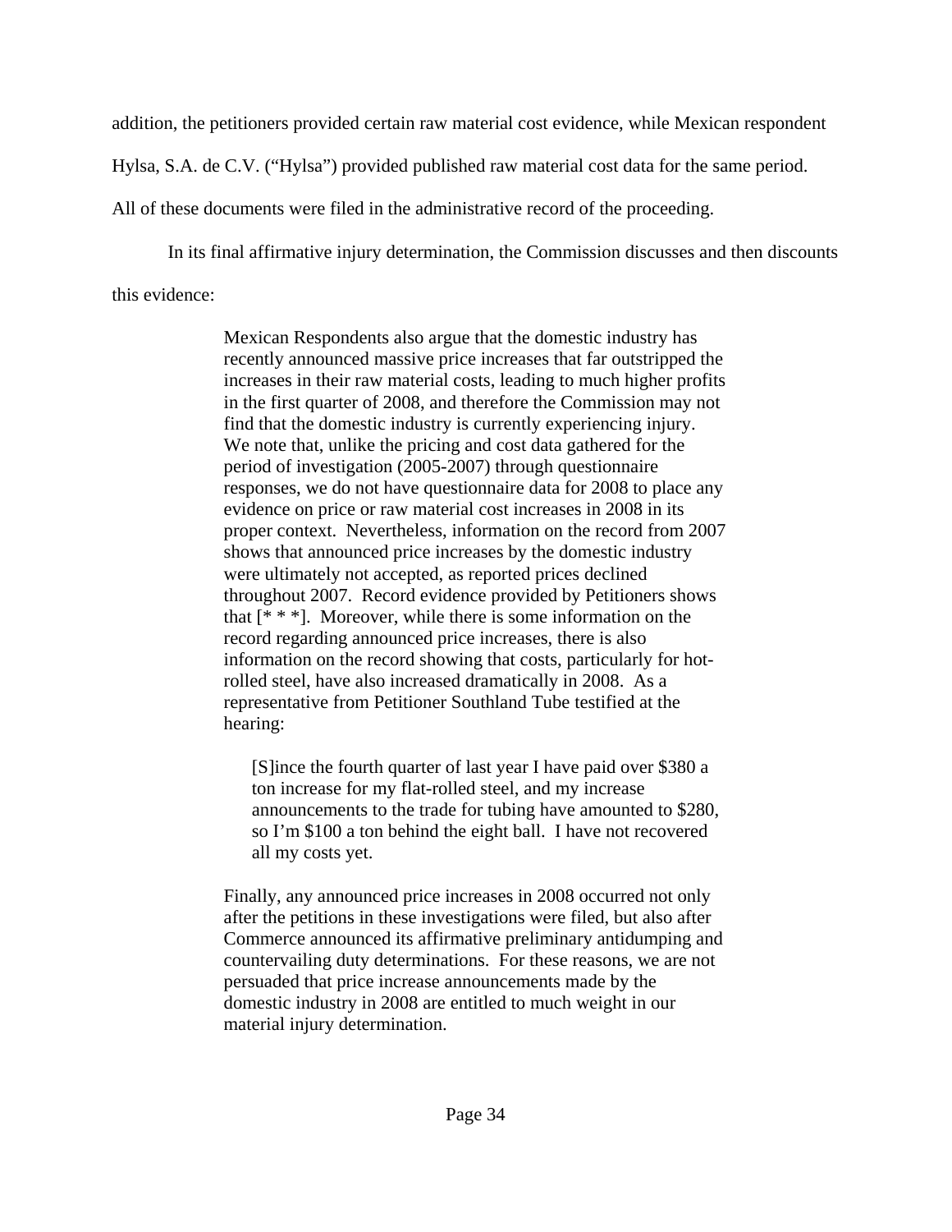addition, the petitioners provided certain raw material cost evidence, while Mexican respondent Hylsa, S.A. de C.V. ("Hylsa") provided published raw material cost data for the same period. All of these documents were filed in the administrative record of the proceeding.

In its final affirmative injury determination, the Commission discusses and then discounts this evidence:

> Mexican Respondents also argue that the domestic industry has recently announced massive price increases that far outstripped the increases in their raw material costs, leading to much higher profits in the first quarter of 2008, and therefore the Commission may not find that the domestic industry is currently experiencing injury. We note that, unlike the pricing and cost data gathered for the period of investigation (2005-2007) through questionnaire responses, we do not have questionnaire data for 2008 to place any evidence on price or raw material cost increases in 2008 in its proper context. Nevertheless, information on the record from 2007 shows that announced price increases by the domestic industry were ultimately not accepted, as reported prices declined throughout 2007. Record evidence provided by Petitioners shows that [* * *]. Moreover, while there is some information on the record regarding announced price increases, there is also information on the record showing that costs, particularly for hot-rolled steel, have also increased dramatically in 2008. As a representative from Petitioner Southland Tube testified at the hearing:
>
> > [S]ince the fourth quarter of last year I have paid over $380 a ton increase for my flat-rolled steel, and my increase announcements to the trade for tubing have amounted to $280, so I'm $100 a ton behind the eight ball. I have not recovered all my costs yet.
>
> Finally, any announced price increases in 2008 occurred not only after the petitions in these investigations were filed, but also after Commerce announced its affirmative preliminary antidumping and countervailing duty determinations. For these reasons, we are not persuaded that price increase announcements made by the domestic industry in 2008 are entitled to much weight in our material injury determination.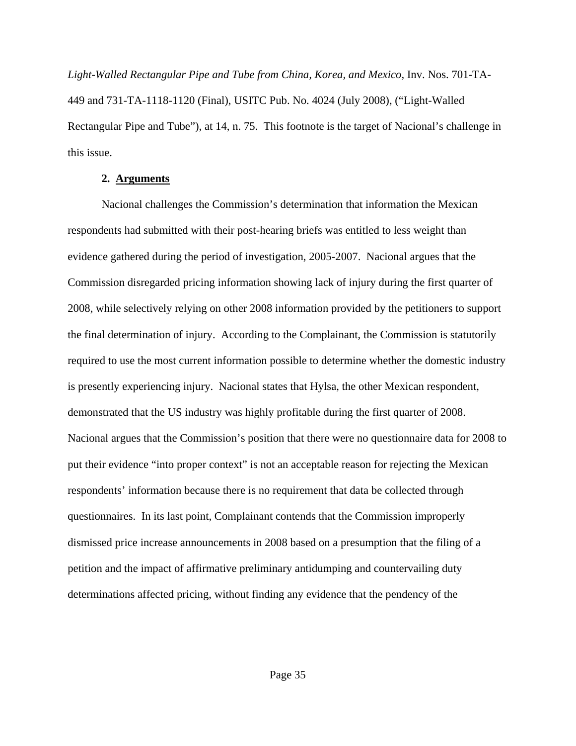*Light-Walled Rectangular Pipe and Tube from China, Korea, and Mexico,* Inv. Nos. 701-TA-449 and 731-TA-1118-1120 (Final), USITC Pub. No. 4024 (July 2008), ("Light-Walled Rectangular Pipe and Tube"), at 14, n. 75. This footnote is the target of Nacional's challenge in this issue.

**2. Arguments**

Nacional challenges the Commission's determination that information the Mexican respondents had submitted with their post-hearing briefs was entitled to less weight than evidence gathered during the period of investigation, 2005-2007. Nacional argues that the Commission disregarded pricing information showing lack of injury during the first quarter of 2008, while selectively relying on other 2008 information provided by the petitioners to support the final determination of injury. According to the Complainant, the Commission is statutorily required to use the most current information possible to determine whether the domestic industry is presently experiencing injury. Nacional states that Hylsa, the other Mexican respondent, demonstrated that the US industry was highly profitable during the first quarter of 2008. Nacional argues that the Commission's position that there were no questionnaire data for 2008 to put their evidence "into proper context" is not an acceptable reason for rejecting the Mexican respondents' information because there is no requirement that data be collected through questionnaires. In its last point, Complainant contends that the Commission improperly dismissed price increase announcements in 2008 based on a presumption that the filing of a petition and the impact of affirmative preliminary antidumping and countervailing duty determinations affected pricing, without finding any evidence that the pendency of the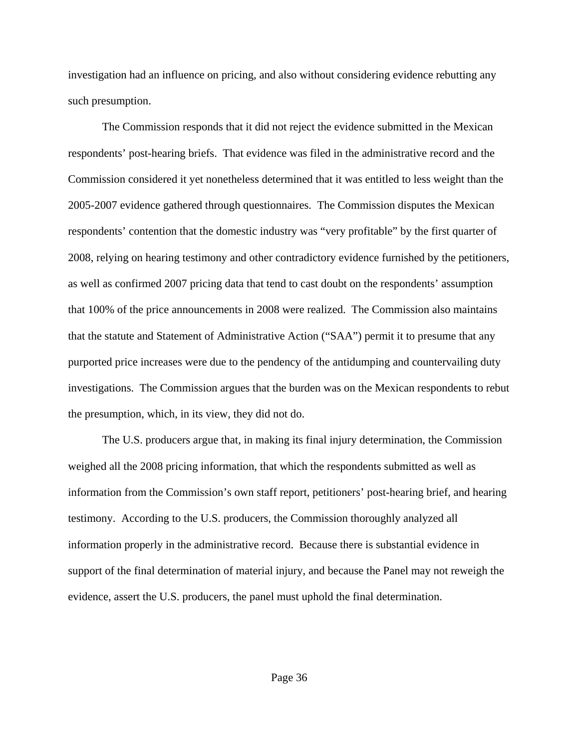investigation had an influence on pricing, and also without considering evidence rebutting any such presumption.

The Commission responds that it did not reject the evidence submitted in the Mexican respondents' post-hearing briefs. That evidence was filed in the administrative record and the Commission considered it yet nonetheless determined that it was entitled to less weight than the 2005-2007 evidence gathered through questionnaires. The Commission disputes the Mexican respondents' contention that the domestic industry was "very profitable" by the first quarter of 2008, relying on hearing testimony and other contradictory evidence furnished by the petitioners, as well as confirmed 2007 pricing data that tend to cast doubt on the respondents' assumption that 100% of the price announcements in 2008 were realized. The Commission also maintains that the statute and Statement of Administrative Action ("SAA") permit it to presume that any purported price increases were due to the pendency of the antidumping and countervailing duty investigations. The Commission argues that the burden was on the Mexican respondents to rebut the presumption, which, in its view, they did not do.

The U.S. producers argue that, in making its final injury determination, the Commission weighed all the 2008 pricing information, that which the respondents submitted as well as information from the Commission's own staff report, petitioners' post-hearing brief, and hearing testimony. According to the U.S. producers, the Commission thoroughly analyzed all information properly in the administrative record. Because there is substantial evidence in support of the final determination of material injury, and because the Panel may not reweigh the evidence, assert the U.S. producers, the panel must uphold the final determination.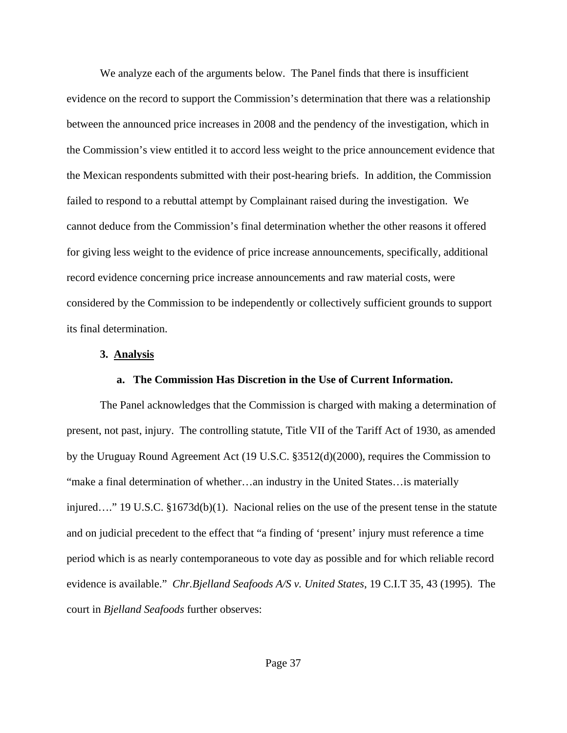We analyze each of the arguments below. The Panel finds that there is insufficient evidence on the record to support the Commission's determination that there was a relationship between the announced price increases in 2008 and the pendency of the investigation, which in the Commission's view entitled it to accord less weight to the price announcement evidence that the Mexican respondents submitted with their post-hearing briefs. In addition, the Commission failed to respond to a rebuttal attempt by Complainant raised during the investigation. We cannot deduce from the Commission's final determination whether the other reasons it offered for giving less weight to the evidence of price increase announcements, specifically, additional record evidence concerning price increase announcements and raw material costs, were considered by the Commission to be independently or collectively sufficient grounds to support its final determination.

### 3. Analysis

#### a. The Commission Has Discretion in the Use of Current Information.

The Panel acknowledges that the Commission is charged with making a determination of present, not past, injury. The controlling statute, Title VII of the Tariff Act of 1930, as amended by the Uruguay Round Agreement Act (19 U.S.C. §3512(d)(2000), requires the Commission to "make a final determination of whether…an industry in the United States…is materially injured…." 19 U.S.C. §1673d(b)(1). Nacional relies on the use of the present tense in the statute and on judicial precedent to the effect that "a finding of 'present' injury must reference a time period which is as nearly contemporaneous to vote day as possible and for which reliable record evidence is available." *Chr.Bjelland Seafoods A/S v. United States*, 19 C.I.T 35, 43 (1995). The court in *Bjelland Seafoods* further observes: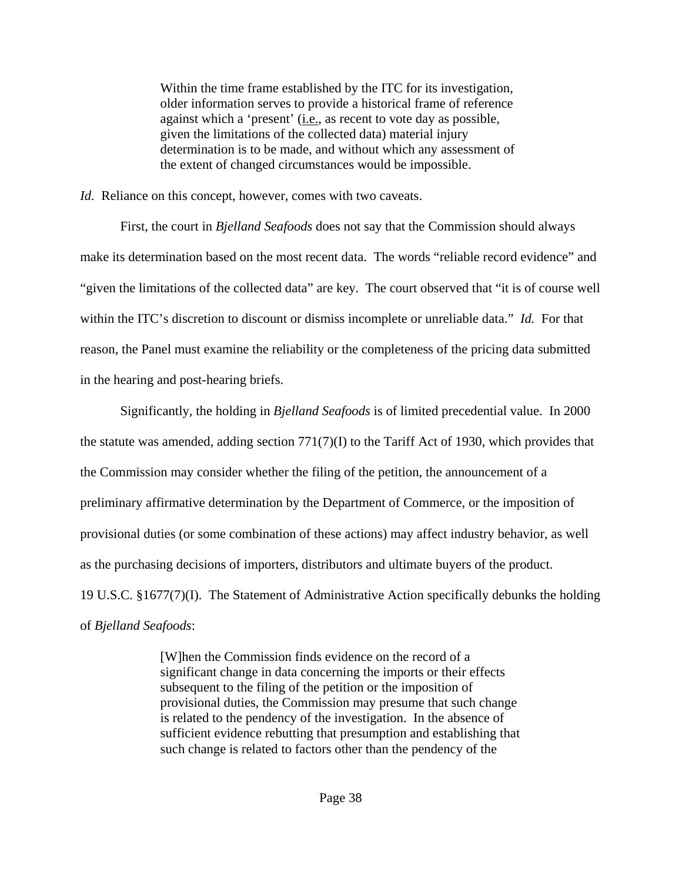> Within the time frame established by the ITC for its investigation, older information serves to provide a historical frame of reference against which a 'present' (i.e., as recent to vote day as possible, given the limitations of the collected data) material injury determination is to be made, and without which any assessment of the extent of changed circumstances would be impossible.

*Id.* Reliance on this concept, however, comes with two caveats.

First, the court in *Bjelland Seafoods* does not say that the Commission should always make its determination based on the most recent data. The words "reliable record evidence" and "given the limitations of the collected data" are key. The court observed that "it is of course well within the ITC's discretion to discount or dismiss incomplete or unreliable data." *Id.* For that reason, the Panel must examine the reliability or the completeness of the pricing data submitted in the hearing and post-hearing briefs.

Significantly, the holding in *Bjelland Seafoods* is of limited precedential value. In 2000 the statute was amended, adding section 771(7)(I) to the Tariff Act of 1930, which provides that the Commission may consider whether the filing of the petition, the announcement of a preliminary affirmative determination by the Department of Commerce, or the imposition of provisional duties (or some combination of these actions) may affect industry behavior, as well as the purchasing decisions of importers, distributors and ultimate buyers of the product. 19 U.S.C. §1677(7)(I). The Statement of Administrative Action specifically debunks the holding of *Bjelland Seafoods*:

> [W]hen the Commission finds evidence on the record of a significant change in data concerning the imports or their effects subsequent to the filing of the petition or the imposition of provisional duties, the Commission may presume that such change is related to the pendency of the investigation. In the absence of sufficient evidence rebutting that presumption and establishing that such change is related to factors other than the pendency of the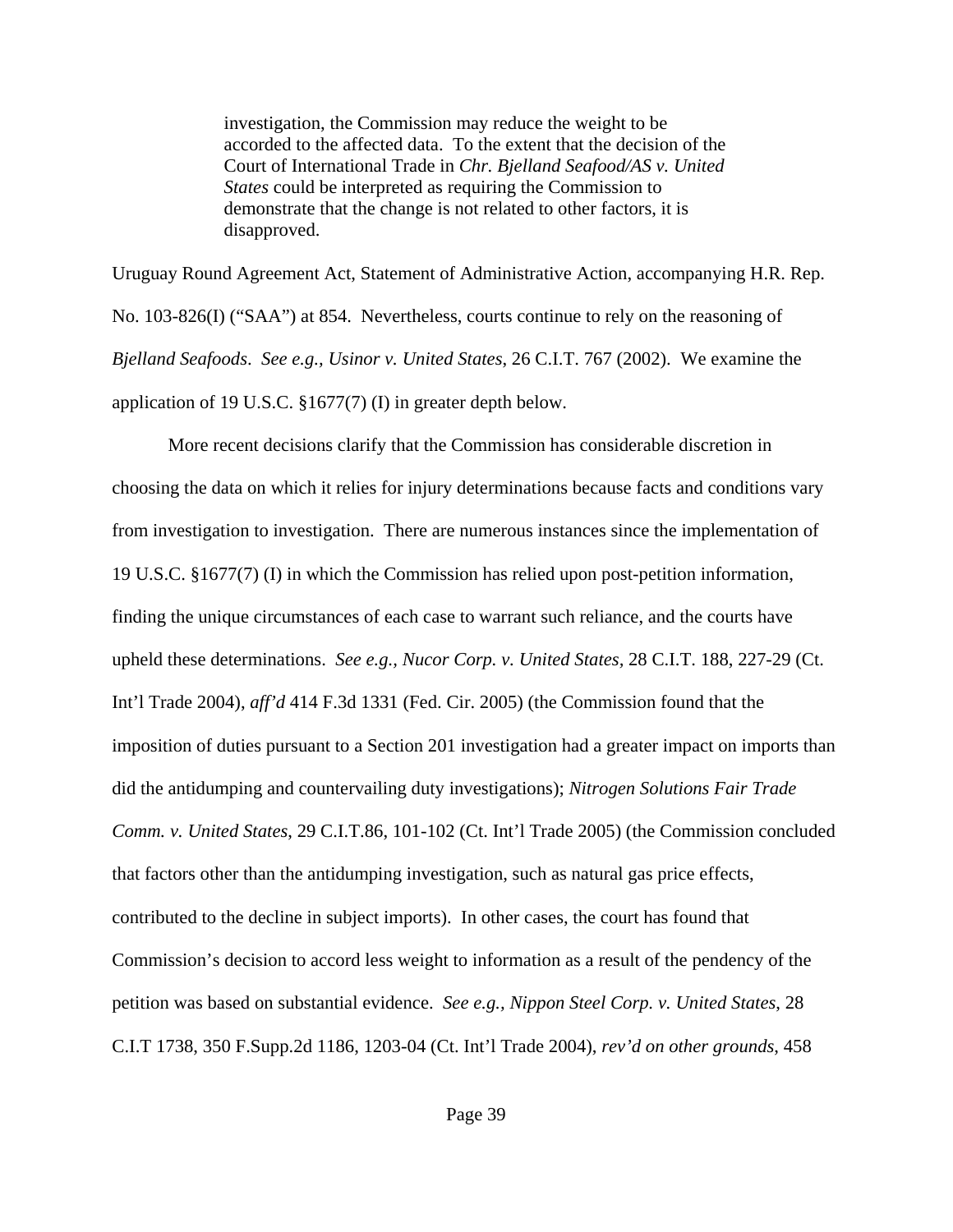> investigation, the Commission may reduce the weight to be accorded to the affected data. To the extent that the decision of the Court of International Trade in *Chr. Bjelland Seafood/AS v. United States* could be interpreted as requiring the Commission to demonstrate that the change is not related to other factors, it is disapproved.

Uruguay Round Agreement Act, Statement of Administrative Action, accompanying H.R. Rep. No. 103-826(I) ("SAA") at 854. Nevertheless, courts continue to rely on the reasoning of *Bjelland Seafoods*. *See e.g., Usinor v. United States*, 26 C.I.T. 767 (2002). We examine the application of 19 U.S.C. §1677(7) (I) in greater depth below.

More recent decisions clarify that the Commission has considerable discretion in choosing the data on which it relies for injury determinations because facts and conditions vary from investigation to investigation. There are numerous instances since the implementation of 19 U.S.C. §1677(7) (I) in which the Commission has relied upon post-petition information, finding the unique circumstances of each case to warrant such reliance, and the courts have upheld these determinations. *See e.g., Nucor Corp. v. United States*, 28 C.I.T. 188, 227-29 (Ct. Int'l Trade 2004), *aff'd* 414 F.3d 1331 (Fed. Cir. 2005) (the Commission found that the imposition of duties pursuant to a Section 201 investigation had a greater impact on imports than did the antidumping and countervailing duty investigations); *Nitrogen Solutions Fair Trade Comm. v. United States*, 29 C.I.T.86, 101-102 (Ct. Int'l Trade 2005) (the Commission concluded that factors other than the antidumping investigation, such as natural gas price effects, contributed to the decline in subject imports). In other cases, the court has found that Commission's decision to accord less weight to information as a result of the pendency of the petition was based on substantial evidence. *See e.g., Nippon Steel Corp. v. United States*, 28 C.I.T 1738, 350 F.Supp.2d 1186, 1203-04 (Ct. Int'l Trade 2004), *rev'd on other grounds*, 458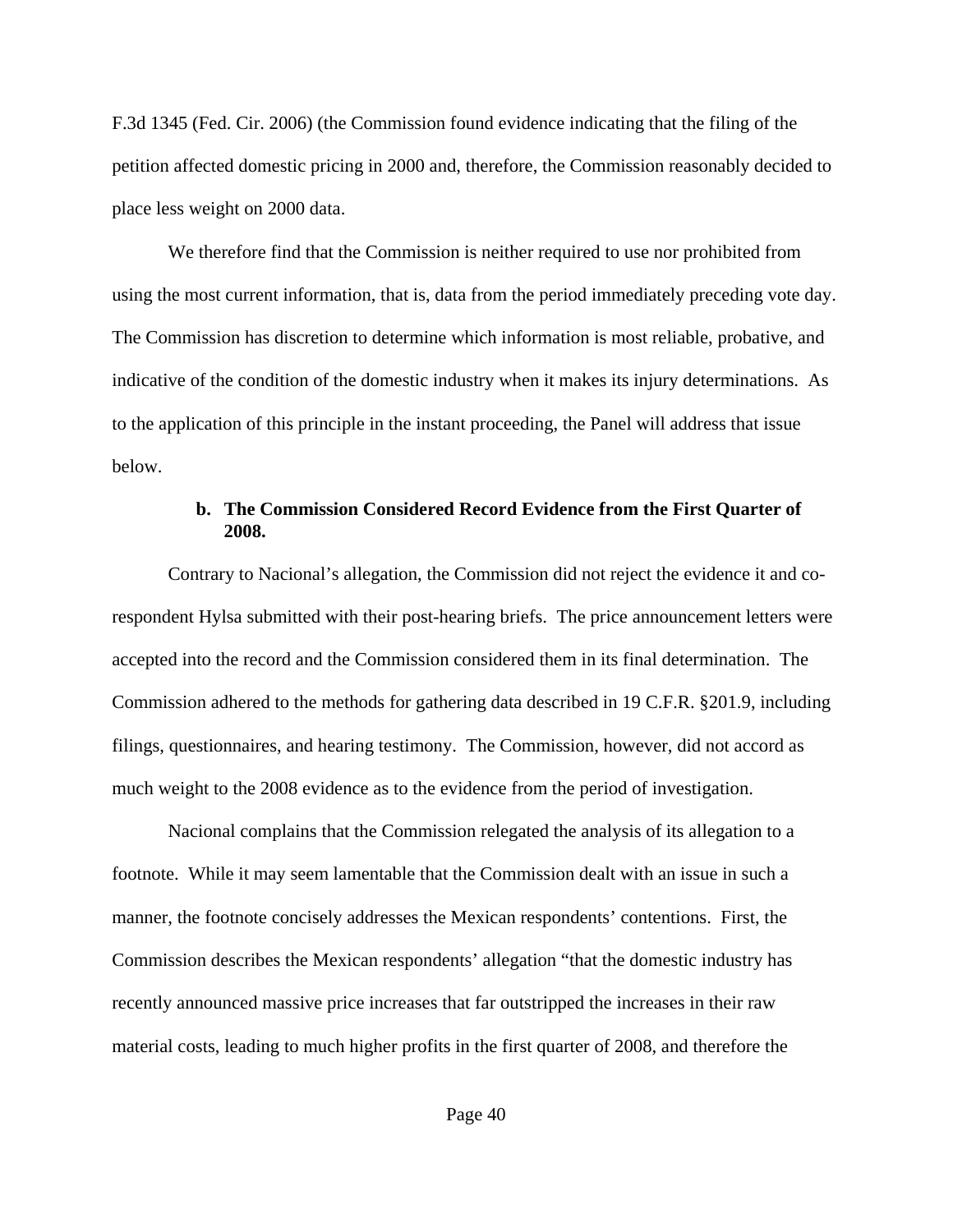F.3d 1345 (Fed. Cir. 2006) (the Commission found evidence indicating that the filing of the petition affected domestic pricing in 2000 and, therefore, the Commission reasonably decided to place less weight on 2000 data.

We therefore find that the Commission is neither required to use nor prohibited from using the most current information, that is, data from the period immediately preceding vote day. The Commission has discretion to determine which information is most reliable, probative, and indicative of the condition of the domestic industry when it makes its injury determinations. As to the application of this principle in the instant proceeding, the Panel will address that issue below.

**b. The Commission Considered Record Evidence from the First Quarter of 2008.**

Contrary to Nacional's allegation, the Commission did not reject the evidence it and co-respondent Hylsa submitted with their post-hearing briefs. The price announcement letters were accepted into the record and the Commission considered them in its final determination. The Commission adhered to the methods for gathering data described in 19 C.F.R. §201.9, including filings, questionnaires, and hearing testimony. The Commission, however, did not accord as much weight to the 2008 evidence as to the evidence from the period of investigation.

Nacional complains that the Commission relegated the analysis of its allegation to a footnote. While it may seem lamentable that the Commission dealt with an issue in such a manner, the footnote concisely addresses the Mexican respondents' contentions. First, the Commission describes the Mexican respondents' allegation "that the domestic industry has recently announced massive price increases that far outstripped the increases in their raw material costs, leading to much higher profits in the first quarter of 2008, and therefore the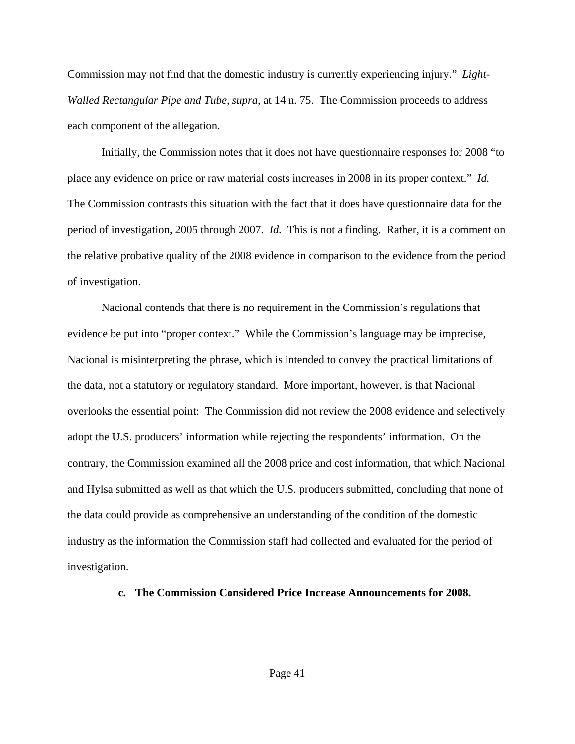Commission may not find that the domestic industry is currently experiencing injury." *Light-Walled Rectangular Pipe and Tube, supra*, at 14 n. 75. The Commission proceeds to address each component of the allegation.

Initially, the Commission notes that it does not have questionnaire responses for 2008 "to place any evidence on price or raw material costs increases in 2008 in its proper context." *Id.* The Commission contrasts this situation with the fact that it does have questionnaire data for the period of investigation, 2005 through 2007. *Id.* This is not a finding. Rather, it is a comment on the relative probative quality of the 2008 evidence in comparison to the evidence from the period of investigation.

Nacional contends that there is no requirement in the Commission's regulations that evidence be put into "proper context." While the Commission's language may be imprecise, Nacional is misinterpreting the phrase, which is intended to convey the practical limitations of the data, not a statutory or regulatory standard. More important, however, is that Nacional overlooks the essential point: The Commission did not review the 2008 evidence and selectively adopt the U.S. producers' information while rejecting the respondents' information. On the contrary, the Commission examined all the 2008 price and cost information, that which Nacional and Hylsa submitted as well as that which the U.S. producers submitted, concluding that none of the data could provide as comprehensive an understanding of the condition of the domestic industry as the information the Commission staff had collected and evaluated for the period of investigation.

**c. The Commission Considered Price Increase Announcements for 2008.**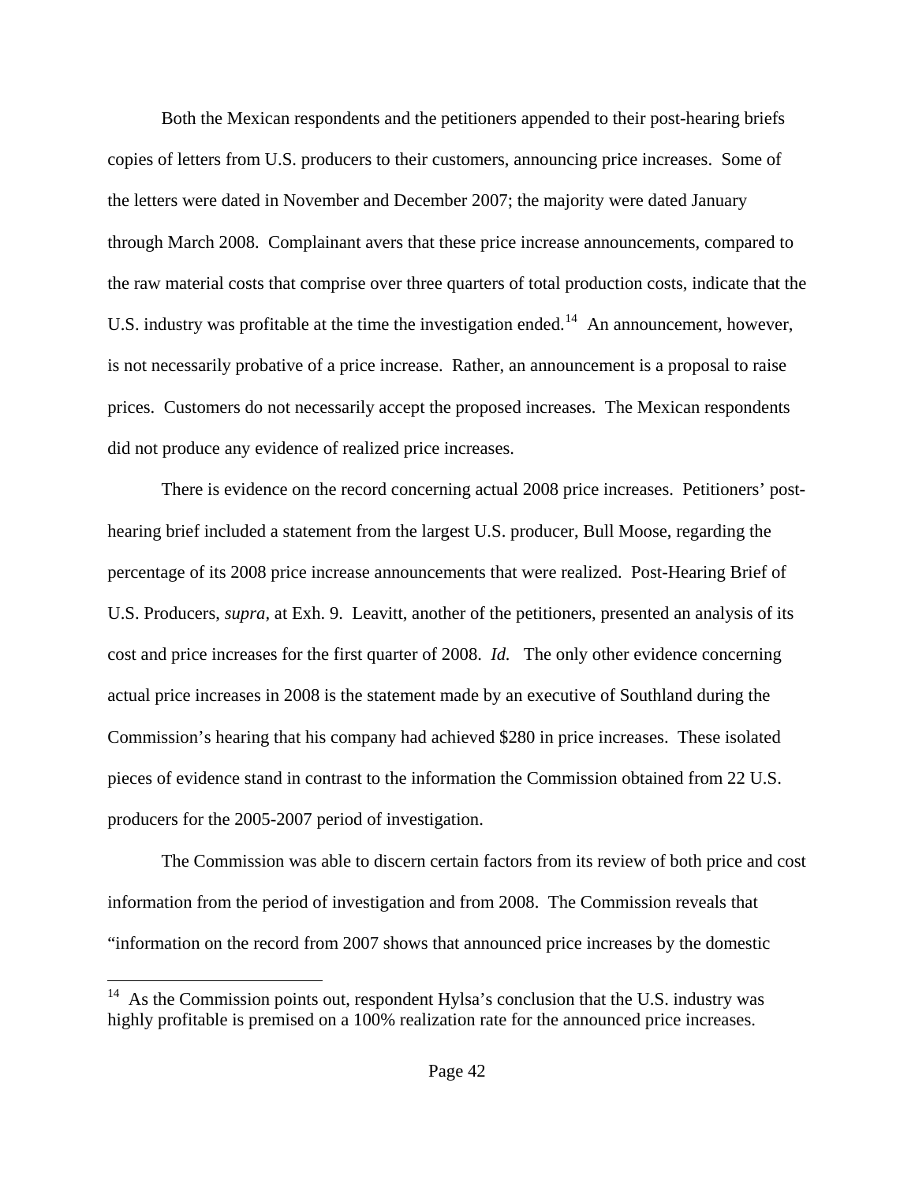Both the Mexican respondents and the petitioners appended to their post-hearing briefs copies of letters from U.S. producers to their customers, announcing price increases. Some of the letters were dated in November and December 2007; the majority were dated January through March 2008. Complainant avers that these price increase announcements, compared to the raw material costs that comprise over three quarters of total production costs, indicate that the U.S. industry was profitable at the time the investigation ended.[14] An announcement, however, is not necessarily probative of a price increase. Rather, an announcement is a proposal to raise prices. Customers do not necessarily accept the proposed increases. The Mexican respondents did not produce any evidence of realized price increases.

There is evidence on the record concerning actual 2008 price increases. Petitioners' post-hearing brief included a statement from the largest U.S. producer, Bull Moose, regarding the percentage of its 2008 price increase announcements that were realized. Post-Hearing Brief of U.S. Producers, *supra*, at Exh. 9. Leavitt, another of the petitioners, presented an analysis of its cost and price increases for the first quarter of 2008. *Id.* The only other evidence concerning actual price increases in 2008 is the statement made by an executive of Southland during the Commission's hearing that his company had achieved $280 in price increases. These isolated pieces of evidence stand in contrast to the information the Commission obtained from 22 U.S. producers for the 2005-2007 period of investigation.

The Commission was able to discern certain factors from its review of both price and cost information from the period of investigation and from 2008. The Commission reveals that "information on the record from 2007 shows that announced price increases by the domestic

---

[14] As the Commission points out, respondent Hylsa's conclusion that the U.S. industry was highly profitable is premised on a 100% realization rate for the announced price increases.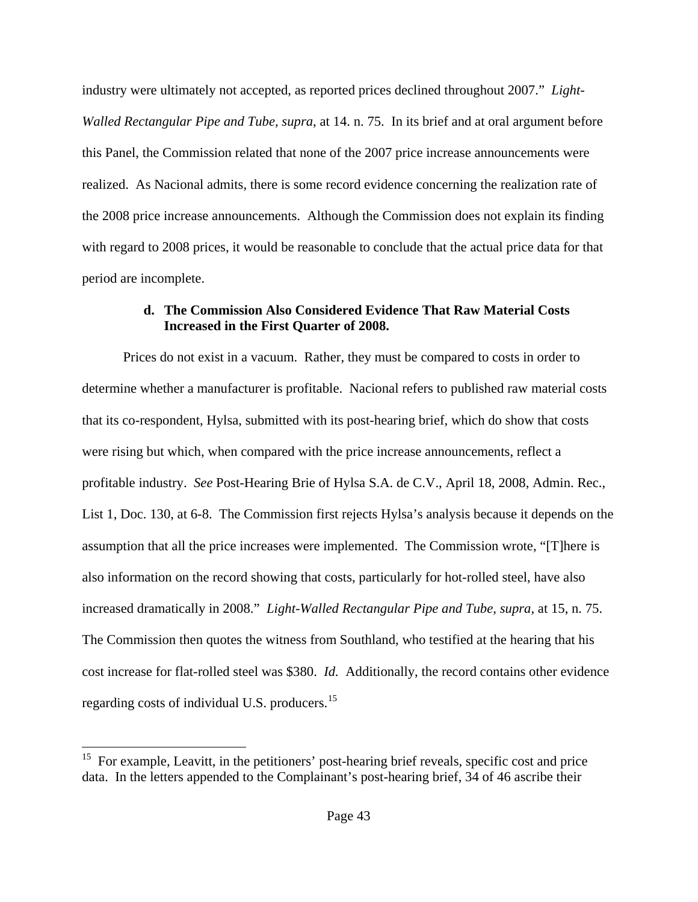industry were ultimately not accepted, as reported prices declined throughout 2007." *Light-Walled Rectangular Pipe and Tube, supra*, at 14. n. 75. In its brief and at oral argument before this Panel, the Commission related that none of the 2007 price increase announcements were realized. As Nacional admits, there is some record evidence concerning the realization rate of the 2008 price increase announcements. Although the Commission does not explain its finding with regard to 2008 prices, it would be reasonable to conclude that the actual price data for that period are incomplete.

#### **d. The Commission Also Considered Evidence That Raw Material Costs Increased in the First Quarter of 2008.**

Prices do not exist in a vacuum. Rather, they must be compared to costs in order to determine whether a manufacturer is profitable. Nacional refers to published raw material costs that its co-respondent, Hylsa, submitted with its post-hearing brief, which do show that costs were rising but which, when compared with the price increase announcements, reflect a profitable industry. *See* Post-Hearing Brie of Hylsa S.A. de C.V., April 18, 2008, Admin. Rec., List 1, Doc. 130, at 6-8. The Commission first rejects Hylsa's analysis because it depends on the assumption that all the price increases were implemented. The Commission wrote, "[T]here is also information on the record showing that costs, particularly for hot-rolled steel, have also increased dramatically in 2008." *Light-Walled Rectangular Pipe and Tube, supra*, at 15, n. 75. The Commission then quotes the witness from Southland, who testified at the hearing that his cost increase for flat-rolled steel was $380. *Id.* Additionally, the record contains other evidence regarding costs of individual U.S. producers.[15]

---

[15] For example, Leavitt, in the petitioners' post-hearing brief reveals, specific cost and price data. In the letters appended to the Complainant's post-hearing brief, 34 of 46 ascribe their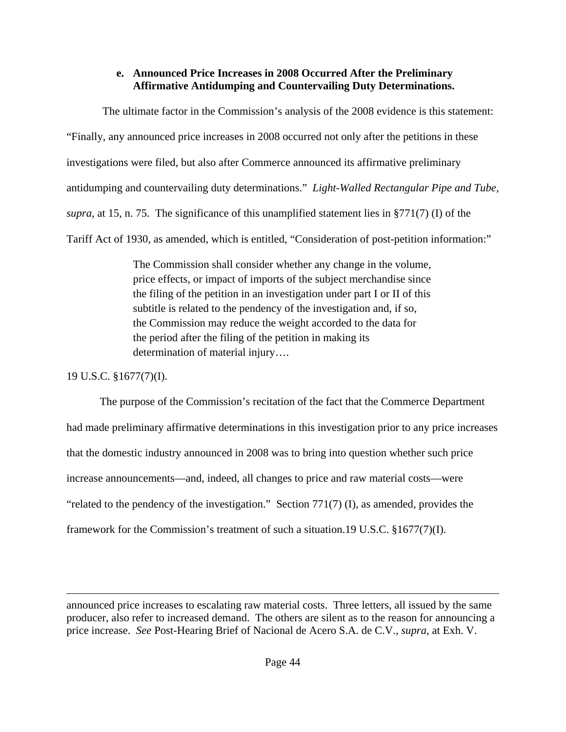**e. Announced Price Increases in 2008 Occurred After the Preliminary Affirmative Antidumping and Countervailing Duty Determinations.**

The ultimate factor in the Commission's analysis of the 2008 evidence is this statement: "Finally, any announced price increases in 2008 occurred not only after the petitions in these investigations were filed, but also after Commerce announced its affirmative preliminary antidumping and countervailing duty determinations." *Light-Walled Rectangular Pipe and Tube, supra*, at 15, n. 75. The significance of this unamplified statement lies in §771(7) (I) of the Tariff Act of 1930, as amended, which is entitled, "Consideration of post-petition information:"

> The Commission shall consider whether any change in the volume, price effects, or impact of imports of the subject merchandise since the filing of the petition in an investigation under part I or II of this subtitle is related to the pendency of the investigation and, if so, the Commission may reduce the weight accorded to the data for the period after the filing of the petition in making its determination of material injury….

19 U.S.C. §1677(7)(I).

The purpose of the Commission's recitation of the fact that the Commerce Department had made preliminary affirmative determinations in this investigation prior to any price increases that the domestic industry announced in 2008 was to bring into question whether such price increase announcements—and, indeed, all changes to price and raw material costs—were "related to the pendency of the investigation." Section 771(7) (I), as amended, provides the framework for the Commission's treatment of such a situation.19 U.S.C. §1677(7)(I).

---

announced price increases to escalating raw material costs. Three letters, all issued by the same producer, also refer to increased demand. The others are silent as to the reason for announcing a price increase. *See* Post-Hearing Brief of Nacional de Acero S.A. de C.V., *supra,* at Exh. V.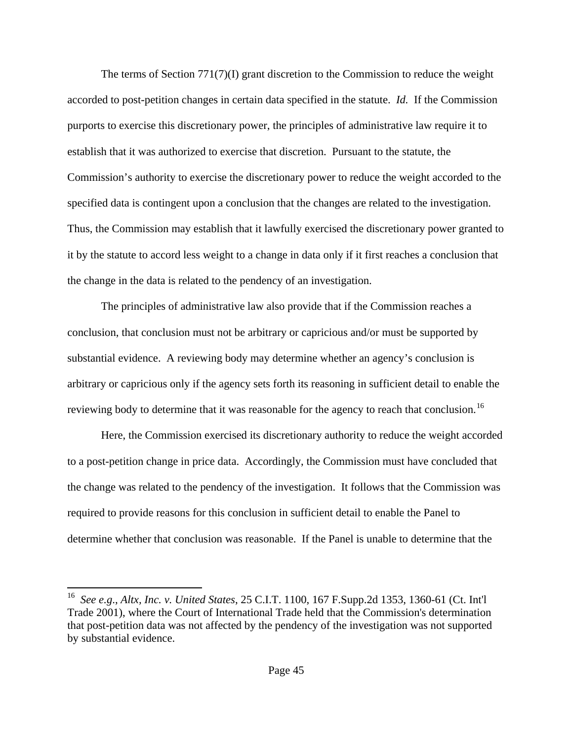The terms of Section 771(7)(I) grant discretion to the Commission to reduce the weight accorded to post-petition changes in certain data specified in the statute. *Id.* If the Commission purports to exercise this discretionary power, the principles of administrative law require it to establish that it was authorized to exercise that discretion. Pursuant to the statute, the Commission's authority to exercise the discretionary power to reduce the weight accorded to the specified data is contingent upon a conclusion that the changes are related to the investigation. Thus, the Commission may establish that it lawfully exercised the discretionary power granted to it by the statute to accord less weight to a change in data only if it first reaches a conclusion that the change in the data is related to the pendency of an investigation.

The principles of administrative law also provide that if the Commission reaches a conclusion, that conclusion must not be arbitrary or capricious and/or must be supported by substantial evidence. A reviewing body may determine whether an agency's conclusion is arbitrary or capricious only if the agency sets forth its reasoning in sufficient detail to enable the reviewing body to determine that it was reasonable for the agency to reach that conclusion.[16]

Here, the Commission exercised its discretionary authority to reduce the weight accorded to a post-petition change in price data. Accordingly, the Commission must have concluded that the change was related to the pendency of the investigation. It follows that the Commission was required to provide reasons for this conclusion in sufficient detail to enable the Panel to determine whether that conclusion was reasonable. If the Panel is unable to determine that the

---

[16] *See e.g., Altx, Inc. v. United States*, 25 C.I.T. 1100, 167 F.Supp.2d 1353, 1360-61 (Ct. Int'l Trade 2001), where the Court of International Trade held that the Commission's determination that post-petition data was not affected by the pendency of the investigation was not supported by substantial evidence.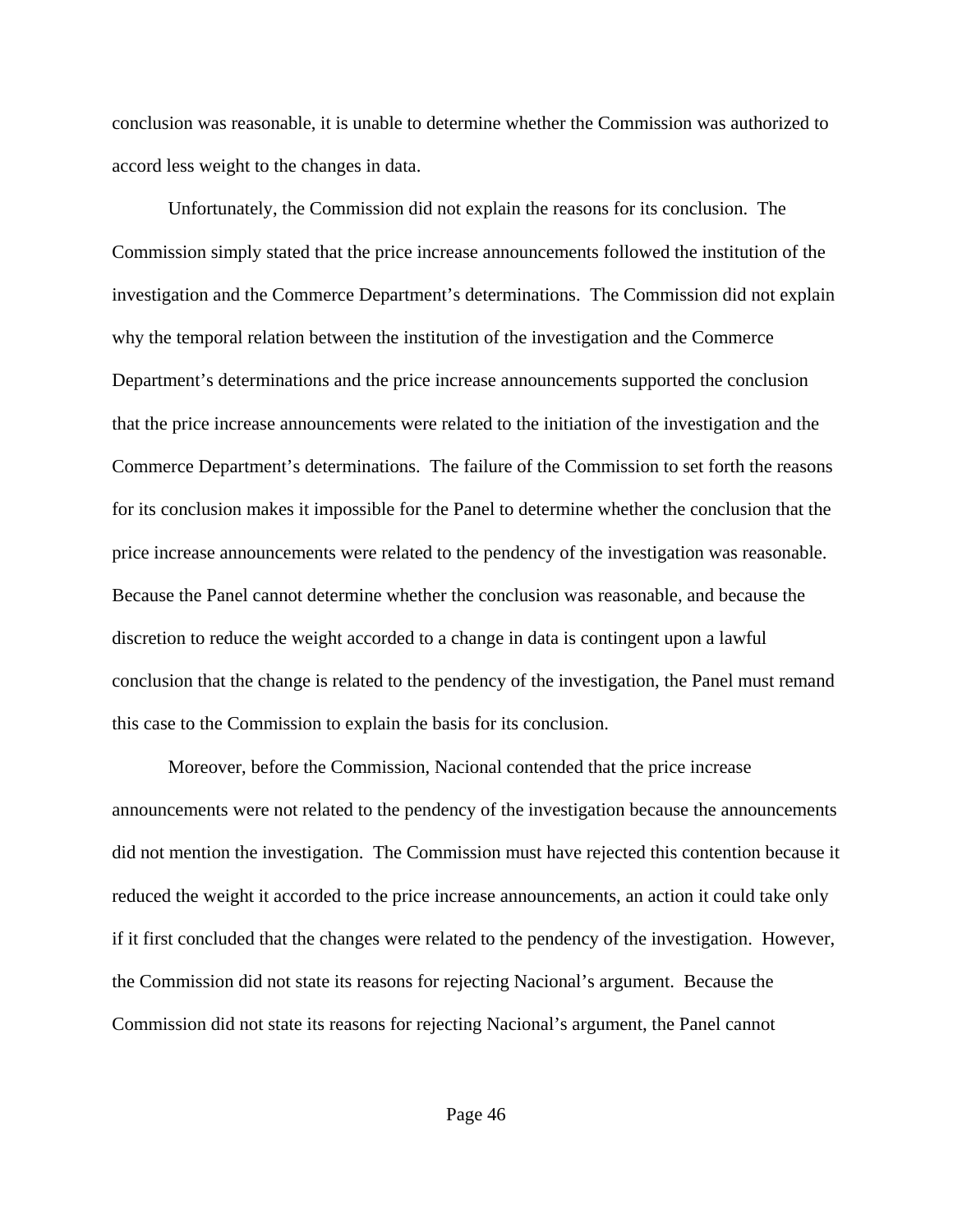conclusion was reasonable, it is unable to determine whether the Commission was authorized to accord less weight to the changes in data.

Unfortunately, the Commission did not explain the reasons for its conclusion. The Commission simply stated that the price increase announcements followed the institution of the investigation and the Commerce Department's determinations. The Commission did not explain why the temporal relation between the institution of the investigation and the Commerce Department's determinations and the price increase announcements supported the conclusion that the price increase announcements were related to the initiation of the investigation and the Commerce Department's determinations. The failure of the Commission to set forth the reasons for its conclusion makes it impossible for the Panel to determine whether the conclusion that the price increase announcements were related to the pendency of the investigation was reasonable. Because the Panel cannot determine whether the conclusion was reasonable, and because the discretion to reduce the weight accorded to a change in data is contingent upon a lawful conclusion that the change is related to the pendency of the investigation, the Panel must remand this case to the Commission to explain the basis for its conclusion.

Moreover, before the Commission, Nacional contended that the price increase announcements were not related to the pendency of the investigation because the announcements did not mention the investigation. The Commission must have rejected this contention because it reduced the weight it accorded to the price increase announcements, an action it could take only if it first concluded that the changes were related to the pendency of the investigation. However, the Commission did not state its reasons for rejecting Nacional's argument. Because the Commission did not state its reasons for rejecting Nacional's argument, the Panel cannot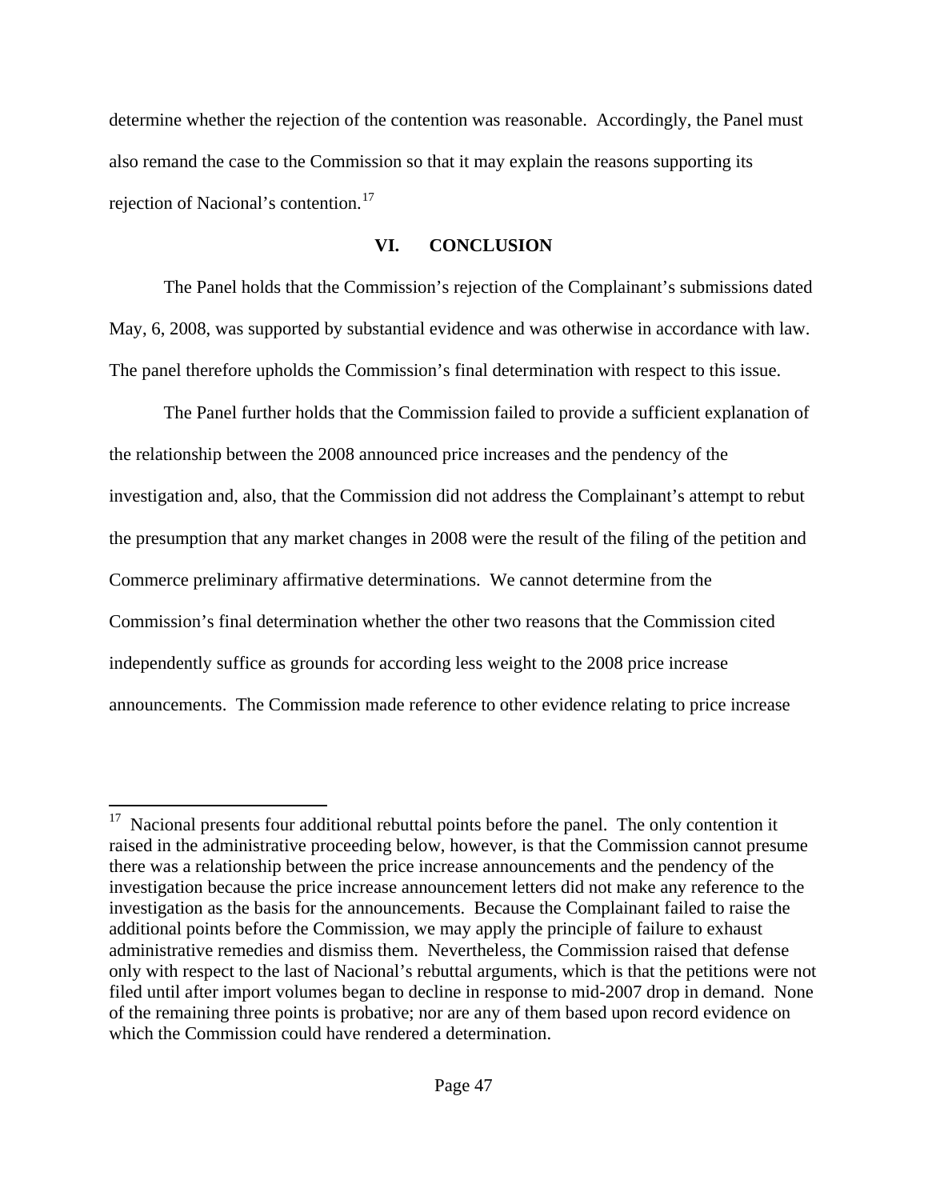determine whether the rejection of the contention was reasonable. Accordingly, the Panel must also remand the case to the Commission so that it may explain the reasons supporting its rejection of Nacional's contention.[17]

## VI. CONCLUSION

The Panel holds that the Commission's rejection of the Complainant's submissions dated May, 6, 2008, was supported by substantial evidence and was otherwise in accordance with law. The panel therefore upholds the Commission's final determination with respect to this issue.

The Panel further holds that the Commission failed to provide a sufficient explanation of the relationship between the 2008 announced price increases and the pendency of the investigation and, also, that the Commission did not address the Complainant's attempt to rebut the presumption that any market changes in 2008 were the result of the filing of the petition and Commerce preliminary affirmative determinations. We cannot determine from the Commission's final determination whether the other two reasons that the Commission cited independently suffice as grounds for according less weight to the 2008 price increase announcements. The Commission made reference to other evidence relating to price increase

[17] Nacional presents four additional rebuttal points before the panel. The only contention it raised in the administrative proceeding below, however, is that the Commission cannot presume there was a relationship between the price increase announcements and the pendency of the investigation because the price increase announcement letters did not make any reference to the investigation as the basis for the announcements. Because the Complainant failed to raise the additional points before the Commission, we may apply the principle of failure to exhaust administrative remedies and dismiss them. Nevertheless, the Commission raised that defense only with respect to the last of Nacional's rebuttal arguments, which is that the petitions were not filed until after import volumes began to decline in response to mid-2007 drop in demand. None of the remaining three points is probative; nor are any of them based upon record evidence on which the Commission could have rendered a determination.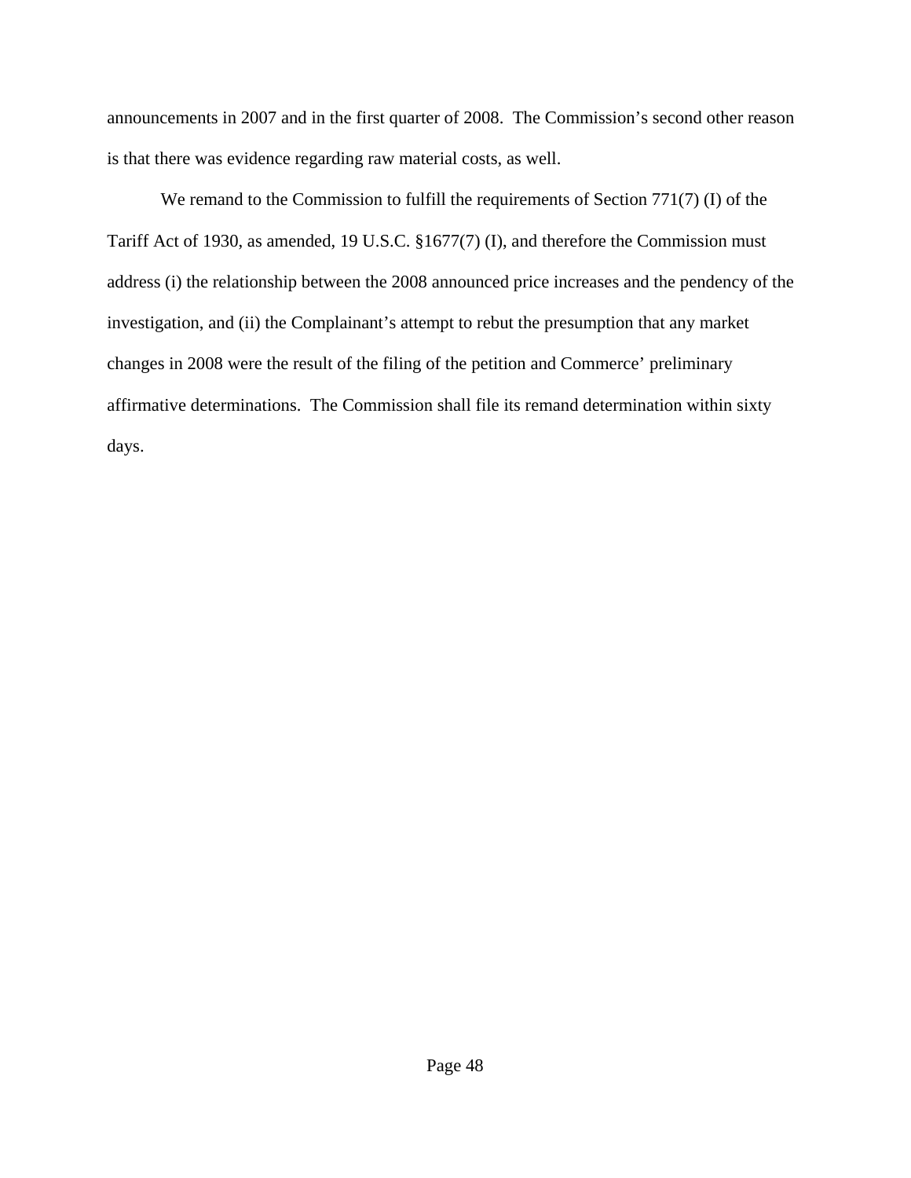announcements in 2007 and in the first quarter of 2008. The Commission's second other reason is that there was evidence regarding raw material costs, as well.

We remand to the Commission to fulfill the requirements of Section 771(7) (I) of the Tariff Act of 1930, as amended, 19 U.S.C. §1677(7) (I), and therefore the Commission must address (i) the relationship between the 2008 announced price increases and the pendency of the investigation, and (ii) the Complainant's attempt to rebut the presumption that any market changes in 2008 were the result of the filing of the petition and Commerce' preliminary affirmative determinations. The Commission shall file its remand determination within sixty days.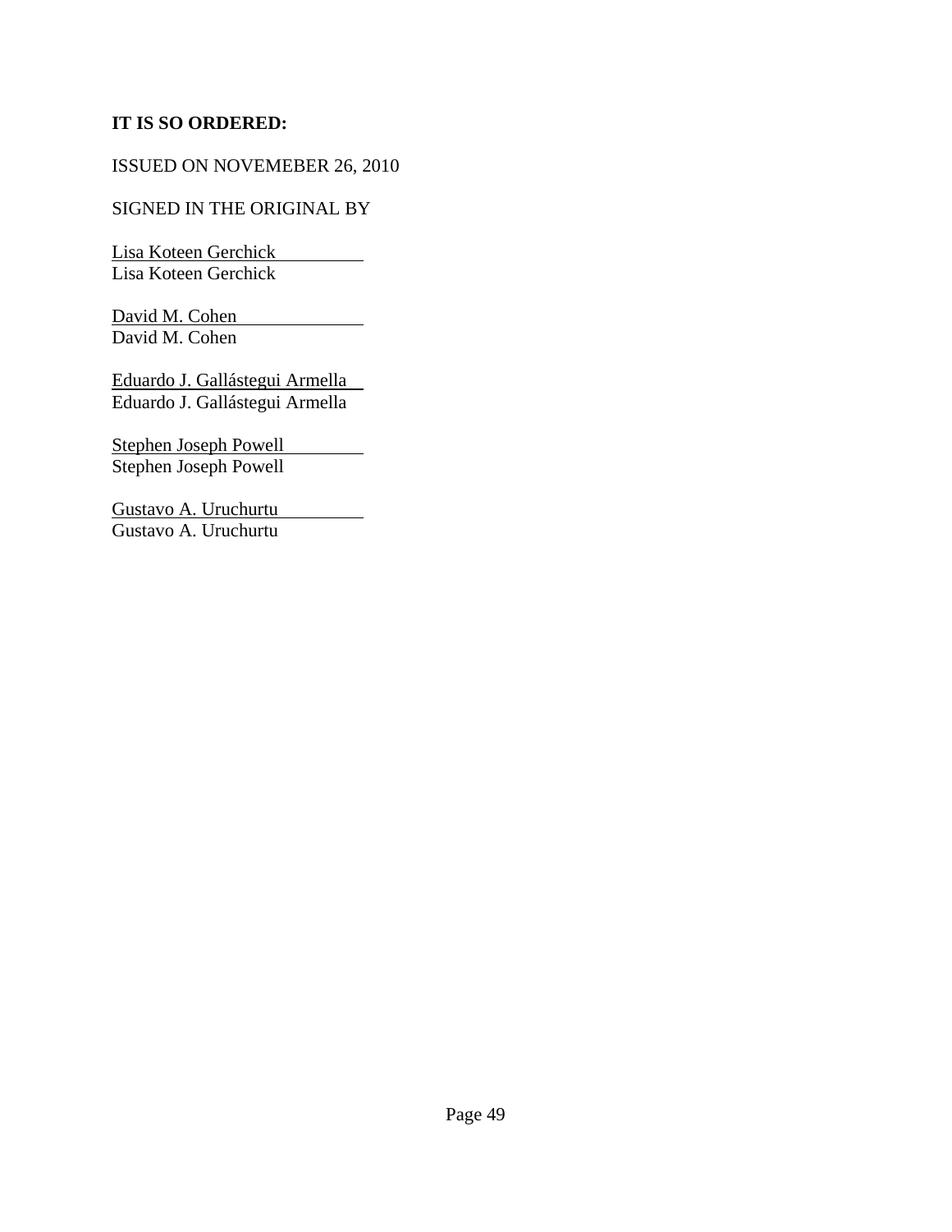**IT IS SO ORDERED:**

ISSUED ON NOVEMEBER 26, 2010

SIGNED IN THE ORIGINAL BY

Lisa Koteen Gerchick
Lisa Koteen Gerchick

David M. Cohen
David M. Cohen

Eduardo J. Gallástegui Armella
Eduardo J. Gallástegui Armella

Stephen Joseph Powell
Stephen Joseph Powell

Gustavo A. Uruchurtu
Gustavo A. Uruchurtu